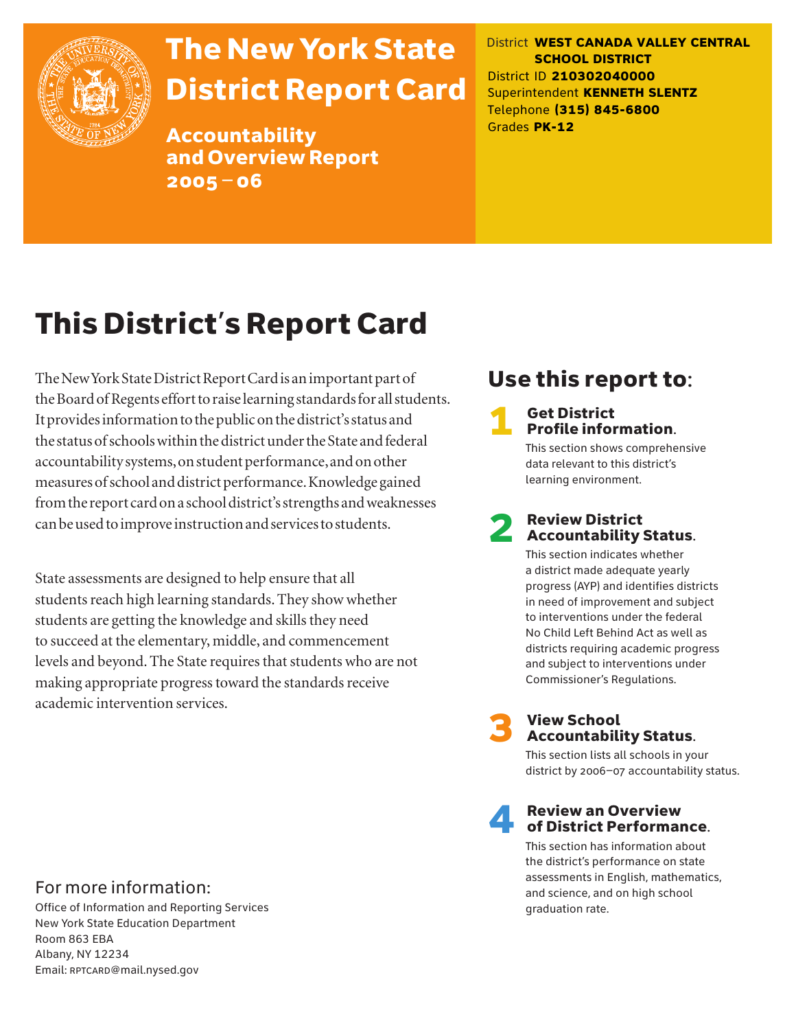# The New York State District Report Card

## Accountability and Overview Report 2005–06

District **WEST CANADA VALLEY CENTRAL SCHOOL DISTRICT**
District ID **210302040000**
Superintendent **KENNETH SLENTZ**
Telephone **(315) 845-6800**
Grades **PK-12**

# This District's Report Card

The New York State District Report Card is an important part of the Board of Regents effort to raise learning standards for all students. It provides information to the public on the district's status and the status of schools within the district under the State and federal accountability systems, on student performance, and on other measures of school and district performance. Knowledge gained from the report card on a school district's strengths and weaknesses can be used to improve instruction and services to students.

State assessments are designed to help ensure that all students reach high learning standards. They show whether students are getting the knowledge and skills they need to succeed at the elementary, middle, and commencement levels and beyond. The State requires that students who are not making appropriate progress toward the standards receive academic intervention services.

## Use this report to:

**1 Get District Profile information.**
This section shows comprehensive data relevant to this district's learning environment.

**2 Review District Accountability Status.**
This section indicates whether a district made adequate yearly progress (AYP) and identifies districts in need of improvement and subject to interventions under the federal No Child Left Behind Act as well as districts requiring academic progress and subject to interventions under Commissioner's Regulations.

**3 View School Accountability Status.**
This section lists all schools in your district by 2006–07 accountability status.

**4 Review an Overview of District Performance.**
This section has information about the district's performance on state assessments in English, mathematics, and science, and on high school graduation rate.

## For more information:

Office of Information and Reporting Services
New York State Education Department
Room 863 EBA
Albany, NY 12234
Email: RPTCARD@mail.nysed.gov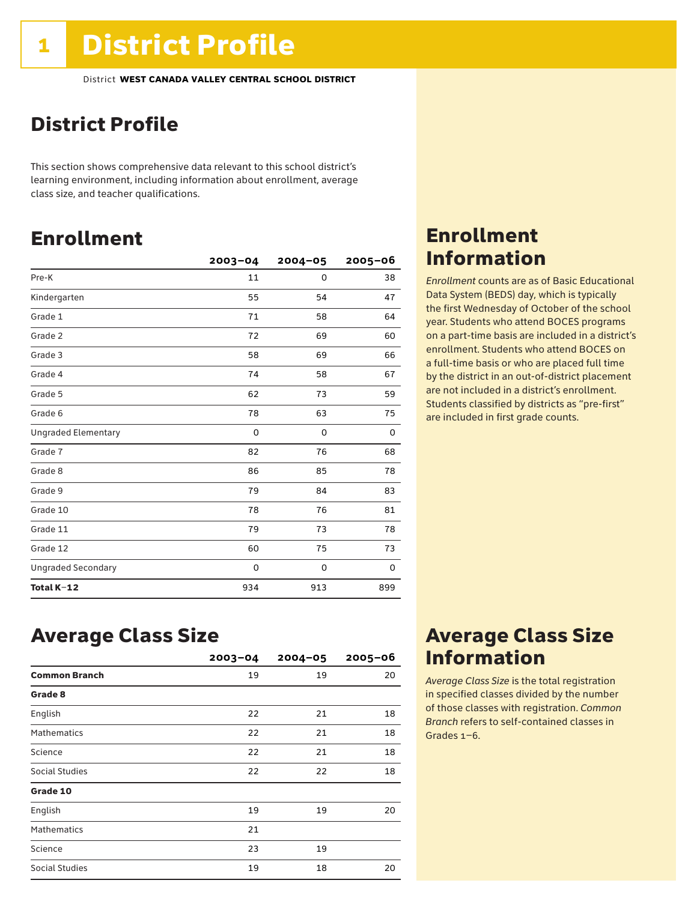# 1 District Profile

District **WEST CANADA VALLEY CENTRAL SCHOOL DISTRICT**

## District Profile

This section shows comprehensive data relevant to this school district's learning environment, including information about enrollment, average class size, and teacher qualifications.

## Enrollment

| | 2003–04 | 2004–05 | 2005–06 |
|---|---|---|---|
| Pre-K | 11 | 0 | 38 |
| Kindergarten | 55 | 54 | 47 |
| Grade 1 | 71 | 58 | 64 |
| Grade 2 | 72 | 69 | 60 |
| Grade 3 | 58 | 69 | 66 |
| Grade 4 | 74 | 58 | 67 |
| Grade 5 | 62 | 73 | 59 |
| Grade 6 | 78 | 63 | 75 |
| Ungraded Elementary | 0 | 0 | 0 |
| Grade 7 | 82 | 76 | 68 |
| Grade 8 | 86 | 85 | 78 |
| Grade 9 | 79 | 84 | 83 |
| Grade 10 | 78 | 76 | 81 |
| Grade 11 | 79 | 73 | 78 |
| Grade 12 | 60 | 75 | 73 |
| Ungraded Secondary | 0 | 0 | 0 |
| **Total K–12** | 934 | 913 | 899 |

## Enrollment Information

*Enrollment* counts are as of Basic Educational Data System (BEDS) day, which is typically the first Wednesday of October of the school year. Students who attend BOCES programs on a part-time basis are included in a district's enrollment. Students who attend BOCES on a full-time basis or who are placed full time by the district in an out-of-district placement are not included in a district's enrollment. Students classified by districts as "pre-first" are included in first grade counts.

## Average Class Size

| | 2003–04 | 2004–05 | 2005–06 |
|---|---|---|---|
| **Common Branch** | 19 | 19 | 20 |
| **Grade 8** | | | |
| English | 22 | 21 | 18 |
| Mathematics | 22 | 21 | 18 |
| Science | 22 | 21 | 18 |
| Social Studies | 22 | 22 | 18 |
| **Grade 10** | | | |
| English | 19 | 19 | 20 |
| Mathematics | 21 | | |
| Science | 23 | 19 | |
| Social Studies | 19 | 18 | 20 |

## Average Class Size Information

*Average Class Size* is the total registration in specified classes divided by the number of those classes with registration. *Common Branch* refers to self-contained classes in Grades 1–6.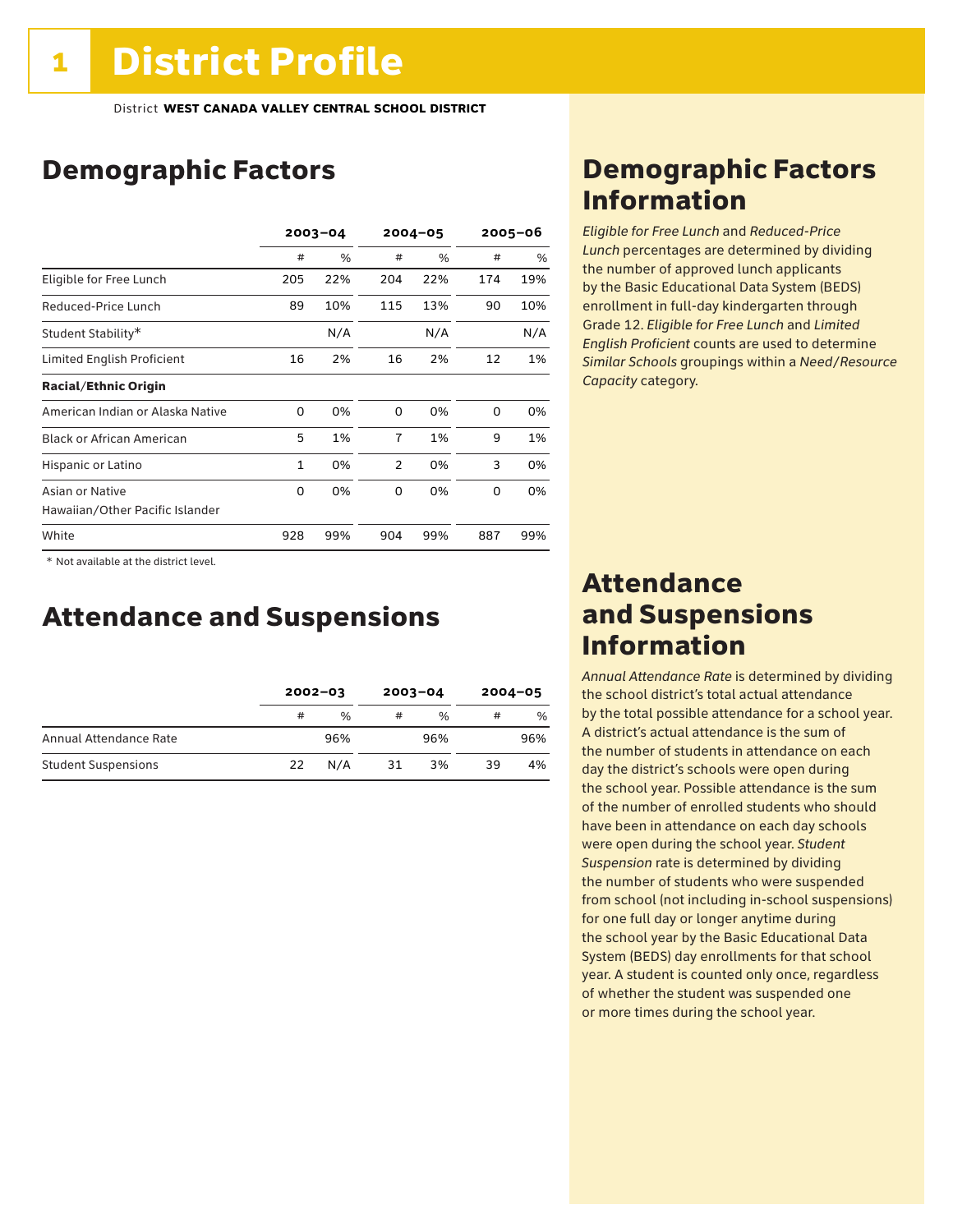# 1 District Profile

District **WEST CANADA VALLEY CENTRAL SCHOOL DISTRICT**

## Demographic Factors

| | 2003–04 | | 2004–05 | | 2005–06 | |
|---|---|---|---|---|---|---|
| | # | % | # | % | # | % |
| Eligible for Free Lunch | 205 | 22% | 204 | 22% | 174 | 19% |
| Reduced-Price Lunch | 89 | 10% | 115 | 13% | 90 | 10% |
| Student Stability* | | N/A | | N/A | | N/A |
| Limited English Proficient | 16 | 2% | 16 | 2% | 12 | 1% |
| **Racial/Ethnic Origin** | | | | | | |
| American Indian or Alaska Native | 0 | 0% | 0 | 0% | 0 | 0% |
| Black or African American | 5 | 1% | 7 | 1% | 9 | 1% |
| Hispanic or Latino | 1 | 0% | 2 | 0% | 3 | 0% |
| Asian or Native Hawaiian/Other Pacific Islander | 0 | 0% | 0 | 0% | 0 | 0% |
| White | 928 | 99% | 904 | 99% | 887 | 99% |

* Not available at the district level.

## Attendance and Suspensions

| | 2002–03 | | 2003–04 | | 2004–05 | |
|---|---|---|---|---|---|---|
| | # | % | # | % | # | % |
| Annual Attendance Rate | | 96% | | 96% | | 96% |
| Student Suspensions | 22 | N/A | 31 | 3% | 39 | 4% |

## Demographic Factors Information

*Eligible for Free Lunch* and *Reduced-Price Lunch* percentages are determined by dividing the number of approved lunch applicants by the Basic Educational Data System (BEDS) enrollment in full-day kindergarten through Grade 12. *Eligible for Free Lunch* and *Limited English Proficient* counts are used to determine *Similar Schools* groupings within a *Need/Resource Capacity* category.

## Attendance and Suspensions Information

*Annual Attendance Rate* is determined by dividing the school district's total actual attendance by the total possible attendance for a school year. A district's actual attendance is the sum of the number of students in attendance on each day the district's schools were open during the school year. Possible attendance is the sum of the number of enrolled students who should have been in attendance on each day schools were open during the school year. *Student Suspension* rate is determined by dividing the number of students who were suspended from school (not including in-school suspensions) for one full day or longer anytime during the school year by the Basic Educational Data System (BEDS) day enrollments for that school year. A student is counted only once, regardless of whether the student was suspended one or more times during the school year.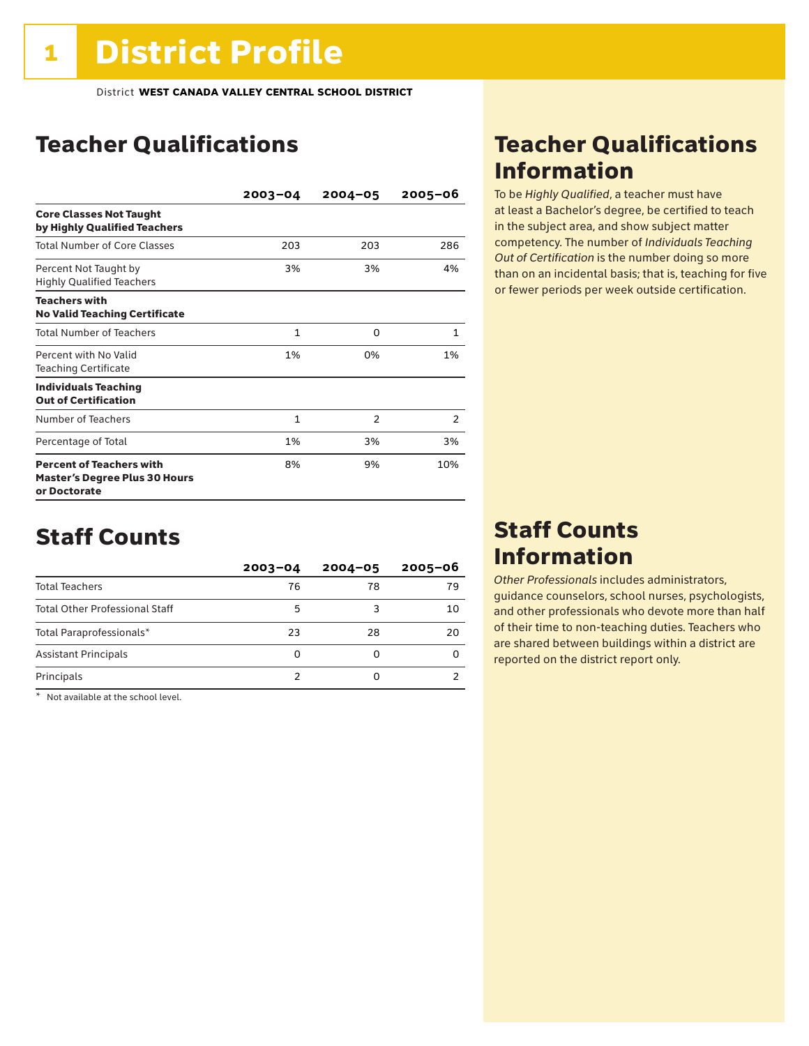# 1 District Profile

District **WEST CANADA VALLEY CENTRAL SCHOOL DISTRICT**

## Teacher Qualifications

| | 2003–04 | 2004–05 | 2005–06 |
|---|---|---|---|
| **Core Classes Not Taught by Highly Qualified Teachers** | | | |
| Total Number of Core Classes | 203 | 203 | 286 |
| Percent Not Taught by Highly Qualified Teachers | 3% | 3% | 4% |
| **Teachers with No Valid Teaching Certificate** | | | |
| Total Number of Teachers | 1 | 0 | 1 |
| Percent with No Valid Teaching Certificate | 1% | 0% | 1% |
| **Individuals Teaching Out of Certification** | | | |
| Number of Teachers | 1 | 2 | 2 |
| Percentage of Total | 1% | 3% | 3% |
| **Percent of Teachers with Master's Degree Plus 30 Hours or Doctorate** | 8% | 9% | 10% |

## Staff Counts

| | 2003–04 | 2004–05 | 2005–06 |
|---|---|---|---|
| Total Teachers | 76 | 78 | 79 |
| Total Other Professional Staff | 5 | 3 | 10 |
| Total Paraprofessionals* | 23 | 28 | 20 |
| Assistant Principals | 0 | 0 | 0 |
| Principals | 2 | 0 | 2 |

\* Not available at the school level.

## Teacher Qualifications Information

To be *Highly Qualified*, a teacher must have at least a Bachelor's degree, be certified to teach in the subject area, and show subject matter competency. The number of *Individuals Teaching Out of Certification* is the number doing so more than on an incidental basis; that is, teaching for five or fewer periods per week outside certification.

## Staff Counts Information

*Other Professionals* includes administrators, guidance counselors, school nurses, psychologists, and other professionals who devote more than half of their time to non-teaching duties. Teachers who are shared between buildings within a district are reported on the district report only.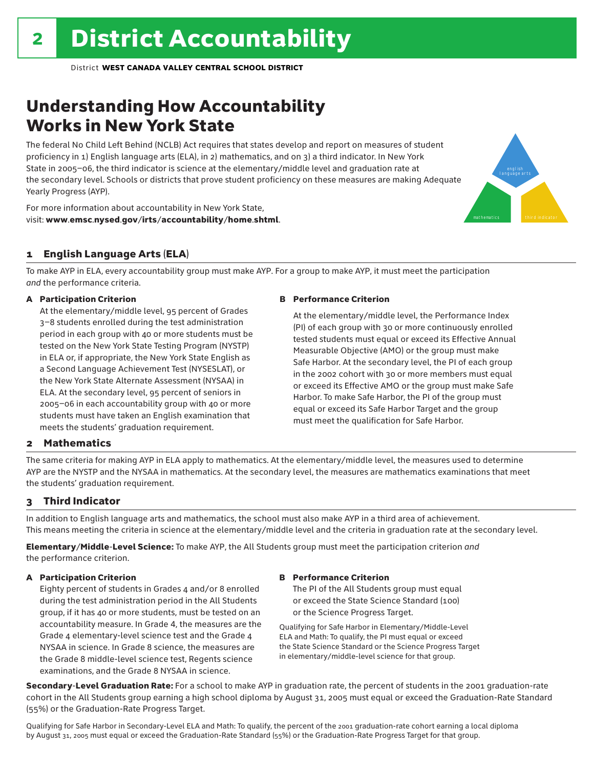# District Accountability

District **WEST CANADA VALLEY CENTRAL SCHOOL DISTRICT**

## Understanding How Accountability Works in New York State

The federal No Child Left Behind (NCLB) Act requires that states develop and report on measures of student proficiency in 1) English language arts (ELA), in 2) mathematics, and on 3) a third indicator. In New York State in 2005–06, the third indicator is science at the elementary/middle level and graduation rate at the secondary level. Schools or districts that prove student proficiency on these measures are making Adequate Yearly Progress (AYP).

For more information about accountability in New York State, visit: **www.emsc.nysed.gov/irts/accountability/home.shtml**.

### 1 English Language Arts (ELA)

To make AYP in ELA, every accountability group must make AYP. For a group to make AYP, it must meet the participation *and* the performance criteria.

**A Participation Criterion**

At the elementary/middle level, 95 percent of Grades 3–8 students enrolled during the test administration period in each group with 40 or more students must be tested on the New York State Testing Program (NYSTP) in ELA or, if appropriate, the New York State English as a Second Language Achievement Test (NYSESLAT), or the New York State Alternate Assessment (NYSAA) in ELA. At the secondary level, 95 percent of seniors in 2005–06 in each accountability group with 40 or more students must have taken an English examination that meets the students' graduation requirement.

**B Performance Criterion**

At the elementary/middle level, the Performance Index (PI) of each group with 30 or more continuously enrolled tested students must equal or exceed its Effective Annual Measurable Objective (AMO) or the group must make Safe Harbor. At the secondary level, the PI of each group in the 2002 cohort with 30 or more members must equal or exceed its Effective AMO or the group must make Safe Harbor. To make Safe Harbor, the PI of the group must equal or exceed its Safe Harbor Target and the group must meet the qualification for Safe Harbor.

### 2 Mathematics

The same criteria for making AYP in ELA apply to mathematics. At the elementary/middle level, the measures used to determine AYP are the NYSTP and the NYSAA in mathematics. At the secondary level, the measures are mathematics examinations that meet the students' graduation requirement.

### 3 Third Indicator

In addition to English language arts and mathematics, the school must also make AYP in a third area of achievement. This means meeting the criteria in science at the elementary/middle level and the criteria in graduation rate at the secondary level.

**Elementary/Middle-Level Science:** To make AYP, the All Students group must meet the participation criterion *and* the performance criterion.

**A Participation Criterion**

Eighty percent of students in Grades 4 and/or 8 enrolled during the test administration period in the All Students group, if it has 40 or more students, must be tested on an accountability measure. In Grade 4, the measures are the Grade 4 elementary-level science test and the Grade 4 NYSAA in science. In Grade 8 science, the measures are the Grade 8 middle-level science test, Regents science examinations, and the Grade 8 NYSAA in science.

**B Performance Criterion**

The PI of the All Students group must equal or exceed the State Science Standard (100) or the Science Progress Target.

Qualifying for Safe Harbor in Elementary/Middle-Level ELA and Math: To qualify, the PI must equal or exceed the State Science Standard or the Science Progress Target in elementary/middle-level science for that group.

**Secondary-Level Graduation Rate:** For a school to make AYP in graduation rate, the percent of students in the 2001 graduation-rate cohort in the All Students group earning a high school diploma by August 31, 2005 must equal or exceed the Graduation-Rate Standard (55%) or the Graduation-Rate Progress Target.

Qualifying for Safe Harbor in Secondary-Level ELA and Math: To qualify, the percent of the 2001 graduation-rate cohort earning a local diploma by August 31, 2005 must equal or exceed the Graduation-Rate Standard (55%) or the Graduation-Rate Progress Target for that group.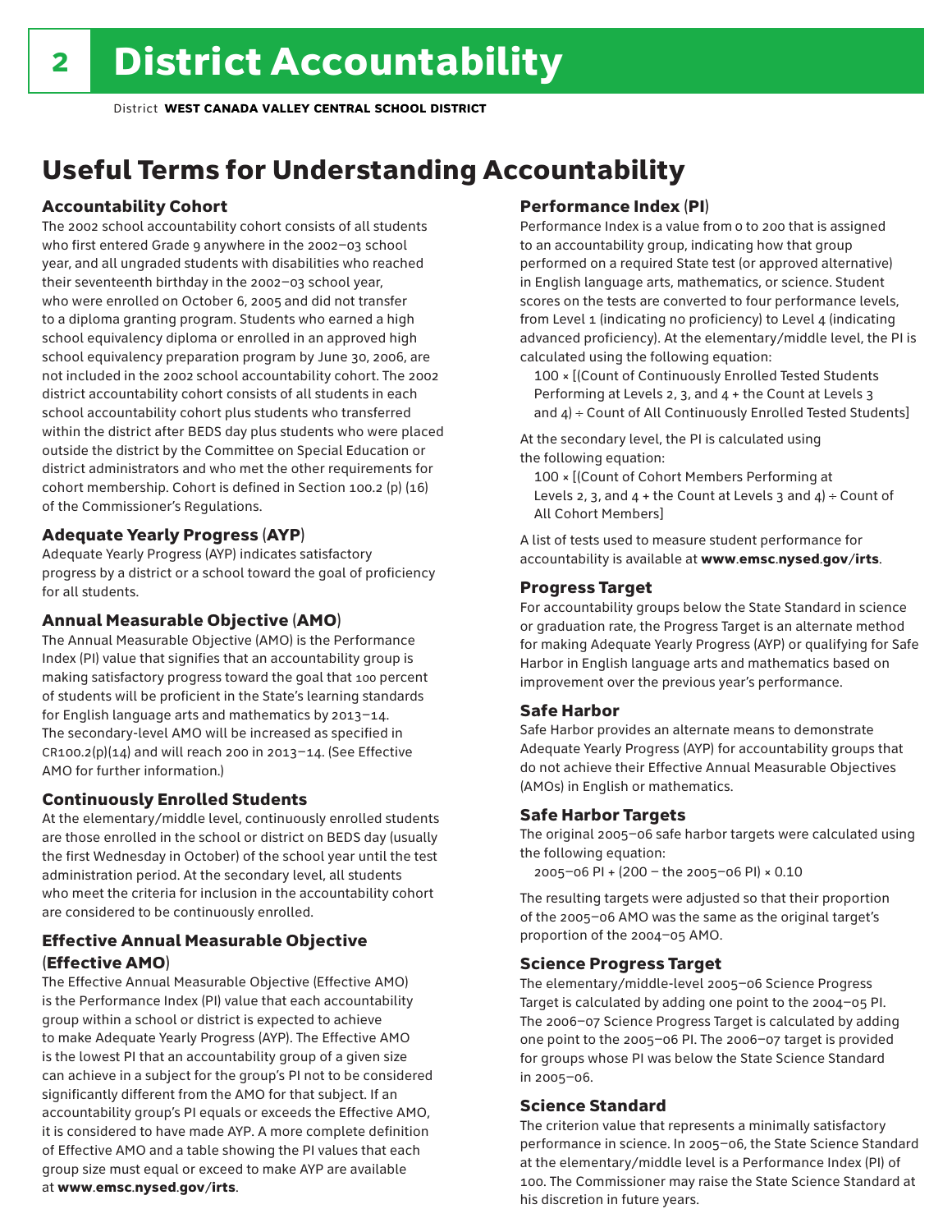# District Accountability

District **WEST CANADA VALLEY CENTRAL SCHOOL DISTRICT**

## Useful Terms for Understanding Accountability

### Accountability Cohort

The 2002 school accountability cohort consists of all students who first entered Grade 9 anywhere in the 2002–03 school year, and all ungraded students with disabilities who reached their seventeenth birthday in the 2002–03 school year, who were enrolled on October 6, 2005 and did not transfer to a diploma granting program. Students who earned a high school equivalency diploma or enrolled in an approved high school equivalency preparation program by June 30, 2006, are not included in the 2002 school accountability cohort. The 2002 district accountability cohort consists of all students in each school accountability cohort plus students who transferred within the district after BEDS day plus students who were placed outside the district by the Committee on Special Education or district administrators and who met the other requirements for cohort membership. Cohort is defined in Section 100.2 (p) (16) of the Commissioner's Regulations.

### Adequate Yearly Progress (AYP)

Adequate Yearly Progress (AYP) indicates satisfactory progress by a district or a school toward the goal of proficiency for all students.

### Annual Measurable Objective (AMO)

The Annual Measurable Objective (AMO) is the Performance Index (PI) value that signifies that an accountability group is making satisfactory progress toward the goal that 100 percent of students will be proficient in the State's learning standards for English language arts and mathematics by 2013–14. The secondary-level AMO will be increased as specified in CR100.2(p)(14) and will reach 200 in 2013–14. (See Effective AMO for further information.)

### Continuously Enrolled Students

At the elementary/middle level, continuously enrolled students are those enrolled in the school or district on BEDS day (usually the first Wednesday in October) of the school year until the test administration period. At the secondary level, all students who meet the criteria for inclusion in the accountability cohort are considered to be continuously enrolled.

### Effective Annual Measurable Objective (Effective AMO)

The Effective Annual Measurable Objective (Effective AMO) is the Performance Index (PI) value that each accountability group within a school or district is expected to achieve to make Adequate Yearly Progress (AYP). The Effective AMO is the lowest PI that an accountability group of a given size can achieve in a subject for the group's PI not to be considered significantly different from the AMO for that subject. If an accountability group's PI equals or exceeds the Effective AMO, it is considered to have made AYP. A more complete definition of Effective AMO and a table showing the PI values that each group size must equal or exceed to make AYP are available at **www.emsc.nysed.gov/irts**.

### Performance Index (PI)

Performance Index is a value from 0 to 200 that is assigned to an accountability group, indicating how that group performed on a required State test (or approved alternative) in English language arts, mathematics, or science. Student scores on the tests are converted to four performance levels, from Level 1 (indicating no proficiency) to Level 4 (indicating advanced proficiency). At the elementary/middle level, the PI is calculated using the following equation:

100 × [(Count of Continuously Enrolled Tested Students Performing at Levels 2, 3, and 4 + the Count at Levels 3 and 4) ÷ Count of All Continuously Enrolled Tested Students]

At the secondary level, the PI is calculated using the following equation:

100 × [(Count of Cohort Members Performing at Levels 2, 3, and 4 + the Count at Levels 3 and 4) ÷ Count of All Cohort Members]

A list of tests used to measure student performance for accountability is available at **www.emsc.nysed.gov/irts**.

### Progress Target

For accountability groups below the State Standard in science or graduation rate, the Progress Target is an alternate method for making Adequate Yearly Progress (AYP) or qualifying for Safe Harbor in English language arts and mathematics based on improvement over the previous year's performance.

### Safe Harbor

Safe Harbor provides an alternate means to demonstrate Adequate Yearly Progress (AYP) for accountability groups that do not achieve their Effective Annual Measurable Objectives (AMOs) in English or mathematics.

### Safe Harbor Targets

The original 2005–06 safe harbor targets were calculated using the following equation:

2005–06 PI + (200 – the 2005–06 PI) × 0.10

The resulting targets were adjusted so that their proportion of the 2005–06 AMO was the same as the original target's proportion of the 2004–05 AMO.

### Science Progress Target

The elementary/middle-level 2005–06 Science Progress Target is calculated by adding one point to the 2004–05 PI. The 2006–07 Science Progress Target is calculated by adding one point to the 2005–06 PI. The 2006–07 target is provided for groups whose PI was below the State Science Standard in 2005–06.

### Science Standard

The criterion value that represents a minimally satisfactory performance in science. In 2005–06, the State Science Standard at the elementary/middle level is a Performance Index (PI) of 100. The Commissioner may raise the State Science Standard at his discretion in future years.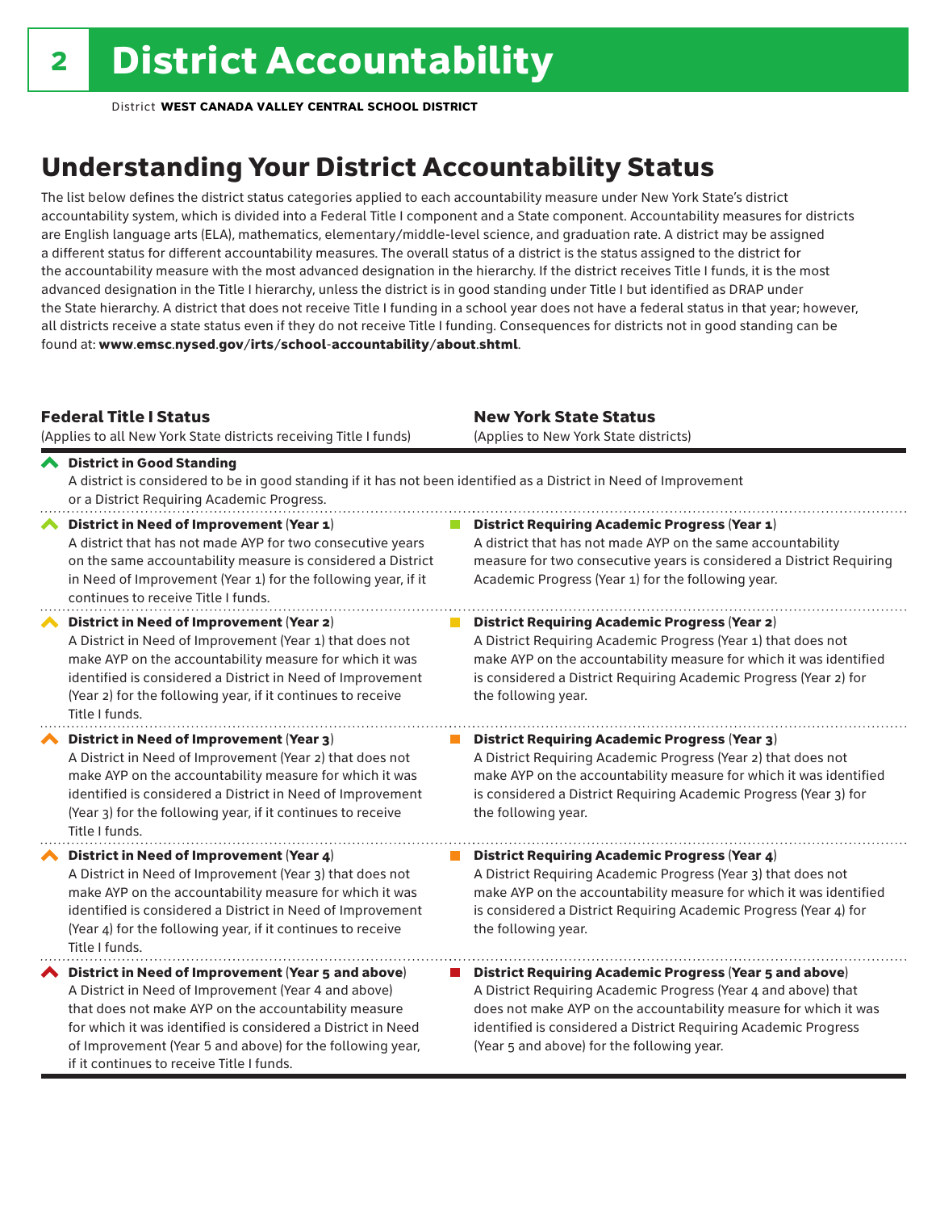# 2 District Accountability

District **WEST CANADA VALLEY CENTRAL SCHOOL DISTRICT**

## Understanding Your District Accountability Status

The list below defines the district status categories applied to each accountability measure under New York State's district accountability system, which is divided into a Federal Title I component and a State component. Accountability measures for districts are English language arts (ELA), mathematics, elementary/middle-level science, and graduation rate. A district may be assigned a different status for different accountability measures. The overall status of a district is the status assigned to the district for the accountability measure with the most advanced designation in the hierarchy. If the district receives Title I funds, it is the most advanced designation in the Title I hierarchy, unless the district is in good standing under Title I but identified as DRAP under the State hierarchy. A district that does not receive Title I funding in a school year does not have a federal status in that year; however, all districts receive a state status even if they do not receive Title I funding. Consequences for districts not in good standing can be found at: **www.emsc.nysed.gov/irts/school-accountability/about.shtml**.

| **Federal Title I Status** (Applies to all New York State districts receiving Title I funds) | **New York State Status** (Applies to New York State districts) |
|---|---|
| **District in Good Standing** A district is considered to be in good standing if it has not been identified as a District in Need of Improvement or a District Requiring Academic Progress. | |
| **District in Need of Improvement (Year 1)** A district that has not made AYP for two consecutive years on the same accountability measure is considered a District in Need of Improvement (Year 1) for the following year, if it continues to receive Title I funds. | **District Requiring Academic Progress (Year 1)** A district that has not made AYP on the same accountability measure for two consecutive years is considered a District Requiring Academic Progress (Year 1) for the following year. |
| **District in Need of Improvement (Year 2)** A District in Need of Improvement (Year 1) that does not make AYP on the accountability measure for which it was identified is considered a District in Need of Improvement (Year 2) for the following year, if it continues to receive Title I funds. | **District Requiring Academic Progress (Year 2)** A District Requiring Academic Progress (Year 1) that does not make AYP on the accountability measure for which it was identified is considered a District Requiring Academic Progress (Year 2) for the following year. |
| **District in Need of Improvement (Year 3)** A District in Need of Improvement (Year 2) that does not make AYP on the accountability measure for which it was identified is considered a District in Need of Improvement (Year 3) for the following year, if it continues to receive Title I funds. | **District Requiring Academic Progress (Year 3)** A District Requiring Academic Progress (Year 2) that does not make AYP on the accountability measure for which it was identified is considered a District Requiring Academic Progress (Year 3) for the following year. |
| **District in Need of Improvement (Year 4)** A District in Need of Improvement (Year 3) that does not make AYP on the accountability measure for which it was identified is considered a District in Need of Improvement (Year 4) for the following year, if it continues to receive Title I funds. | **District Requiring Academic Progress (Year 4)** A District Requiring Academic Progress (Year 3) that does not make AYP on the accountability measure for which it was identified is considered a District Requiring Academic Progress (Year 4) for the following year. |
| **District in Need of Improvement (Year 5 and above)** A District in Need of Improvement (Year 4 and above) that does not make AYP on the accountability measure for which it was identified is considered a District in Need of Improvement (Year 5 and above) for the following year, if it continues to receive Title I funds. | **District Requiring Academic Progress (Year 5 and above)** A District Requiring Academic Progress (Year 4 and above) that does not make AYP on the accountability measure for which it was identified is considered a District Requiring Academic Progress (Year 5 and above) for the following year. |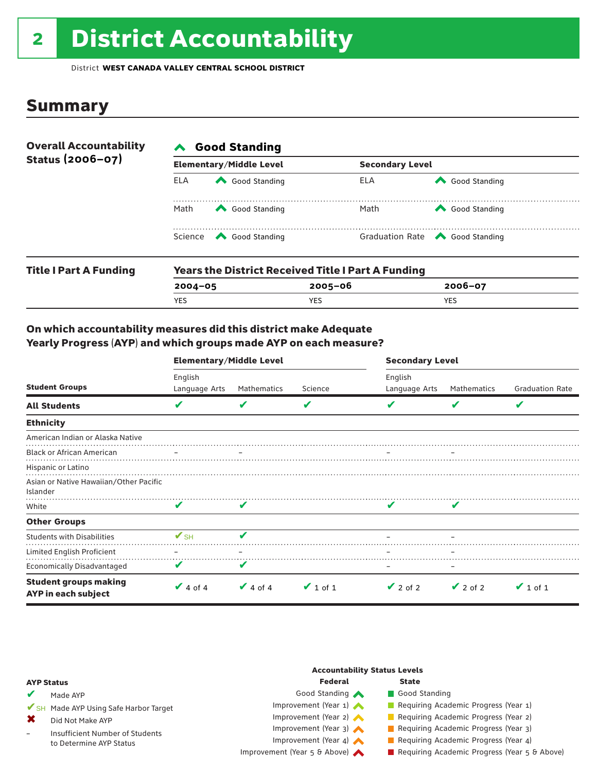# 2 District Accountability

District **WEST CANADA VALLEY CENTRAL SCHOOL DISTRICT**

## Summary

**Overall Accountability Status (2006–07)**

**Good Standing**

| Elementary/Middle Level | | Secondary Level | |
|---|---|---|---|
| ELA | Good Standing | ELA | Good Standing |
| Math | Good Standing | Math | Good Standing |
| Science | Good Standing | Graduation Rate | Good Standing |

**Title I Part A Funding**

**Years the District Received Title I Part A Funding**

| 2004–05 | 2005–06 | 2006–07 |
|---|---|---|
| YES | YES | YES |

### On which accountability measures did this district make Adequate Yearly Progress (AYP) and which groups made AYP on each measure?

| Student Groups | Elementary/Middle Level | | | Secondary Level | | |
|---|---|---|---|---|---|---|
| | English Language Arts | Mathematics | Science | English Language Arts | Mathematics | Graduation Rate |
| **All Students** | ✔ | ✔ | ✔ | ✔ | ✔ | ✔ |
| **Ethnicity** | | | | | | |
| American Indian or Alaska Native | | | | | | |
| Black or African American | – | – | | – | – | |
| Hispanic or Latino | | | | | | |
| Asian or Native Hawaiian/Other Pacific Islander | | | | | | |
| White | ✔ | ✔ | | ✔ | ✔ | |
| **Other Groups** | | | | | | |
| Students with Disabilities | ✔SH | ✔ | | – | – | |
| Limited English Proficient | – | – | | – | – | |
| Economically Disadvantaged | ✔ | ✔ | | – | – | |
| **Student groups making AYP in each subject** | ✔ 4 of 4 | ✔ 4 of 4 | ✔ 1 of 1 | ✔ 2 of 2 | ✔ 2 of 2 | ✔ 1 of 1 |

**AYP Status**

- ✔ Made AYP
- ✔SH Made AYP Using Safe Harbor Target
- ✖ Did Not Make AYP
- – Insufficient Number of Students to Determine AYP Status

**Accountability Status Levels**

| Federal | State |
|---|---|
| Good Standing | Good Standing |
| Improvement (Year 1) | Requiring Academic Progress (Year 1) |
| Improvement (Year 2) | Requiring Academic Progress (Year 2) |
| Improvement (Year 3) | Requiring Academic Progress (Year 3) |
| Improvement (Year 4) | Requiring Academic Progress (Year 4) |
| Improvement (Year 5 & Above) | Requiring Academic Progress (Year 5 & Above) |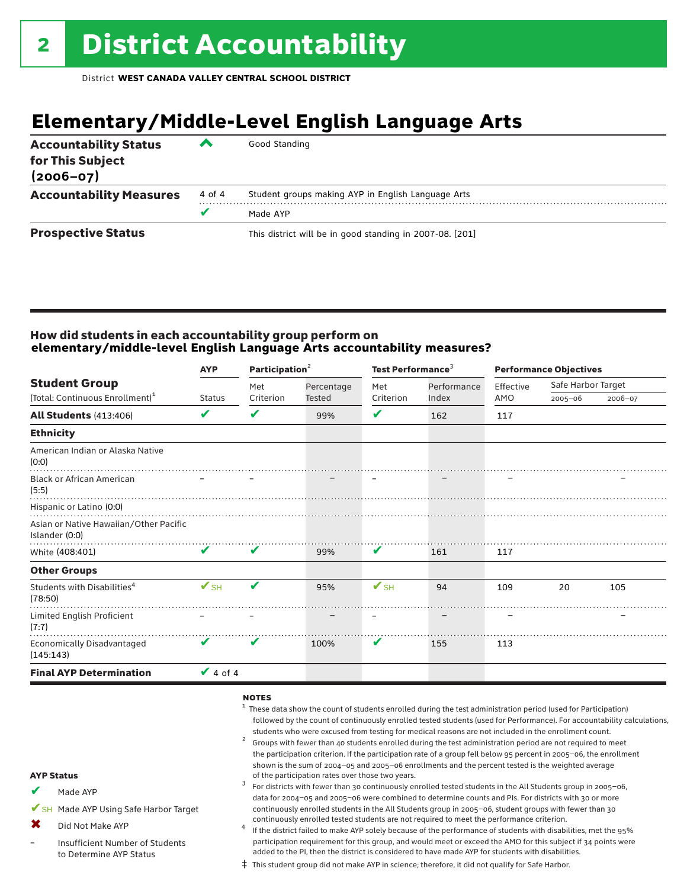# 2 District Accountability

District **WEST CANADA VALLEY CENTRAL SCHOOL DISTRICT**

## Elementary/Middle-Level English Language Arts

| | | |
|---|---|---|
| **Accountability Status for This Subject (2006–07)** | ^ | Good Standing |
| **Accountability Measures** | 4 of 4 | Student groups making AYP in English Language Arts |
| | ✔ | Made AYP |
| **Prospective Status** | | This district will be in good standing in 2007-08. [201] |

### How did students in each accountability group perform on elementary/middle-level English Language Arts accountability measures?

| Student Group (Total: Continuous Enrollment)[1] | AYP Status | Participation[2] Met Criterion | Percentage Tested | Test Performance[3] Met Criterion | Performance Index | Performance Objectives Effective AMO | Safe Harbor Target 2005–06 | Safe Harbor Target 2006–07 |
|---|---|---|---|---|---|---|---|---|
| **All Students** (413:406) | ✔ | ✔ | 99% | ✔ | 162 | 117 | | |
| **Ethnicity** | | | | | | | | |
| American Indian or Alaska Native (0:0) | | | | | | | | |
| Black or African American (5:5) | – | – | – | – | – | – | | – |
| Hispanic or Latino (0:0) | | | | | | | | |
| Asian or Native Hawaiian/Other Pacific Islander (0:0) | | | | | | | | |
| White (408:401) | ✔ | ✔ | 99% | ✔ | 161 | 117 | | |
| **Other Groups** | | | | | | | | |
| Students with Disabilities[4] (78:50) | ✔SH | ✔ | 95% | ✔SH | 94 | 109 | 20 | 105 |
| Limited English Proficient (7:7) | – | – | – | – | – | – | | – |
| Economically Disadvantaged (145:143) | ✔ | ✔ | 100% | ✔ | 155 | 113 | | |
| **Final AYP Determination** | ✔ 4 of 4 | | | | | | | |

**AYP Status**

- ✔ Made AYP
- ✔SH Made AYP Using Safe Harbor Target
- ✖ Did Not Make AYP
- – Insufficient Number of Students to Determine AYP Status

**NOTES**

1 These data show the count of students enrolled during the test administration period (used for Participation) followed by the count of continuously enrolled tested students (used for Performance). For accountability calculations, students who were excused from testing for medical reasons are not included in the enrollment count.

2 Groups with fewer than 40 students enrolled during the test administration period are not required to meet the participation criterion. If the participation rate of a group fell below 95 percent in 2005–06, the enrollment shown is the sum of 2004–05 and 2005–06 enrollments and the percent tested is the weighted average of the participation rates over those two years.

3 For districts with fewer than 30 continuously enrolled tested students in the All Students group in 2005–06, data for 2004–05 and 2005–06 were combined to determine counts and PIs. For districts with 30 or more continuously enrolled students in the All Students group in 2005–06, student groups with fewer than 30 continuously enrolled tested students are not required to meet the performance criterion.

4 If the district failed to make AYP solely because of the performance of students with disabilities, met the 95% participation requirement for this group, and would meet or exceed the AMO for this subject if 34 points were added to the PI, then the district is considered to have made AYP for students with disabilities.

‡ This student group did not make AYP in science; therefore, it did not qualify for Safe Harbor.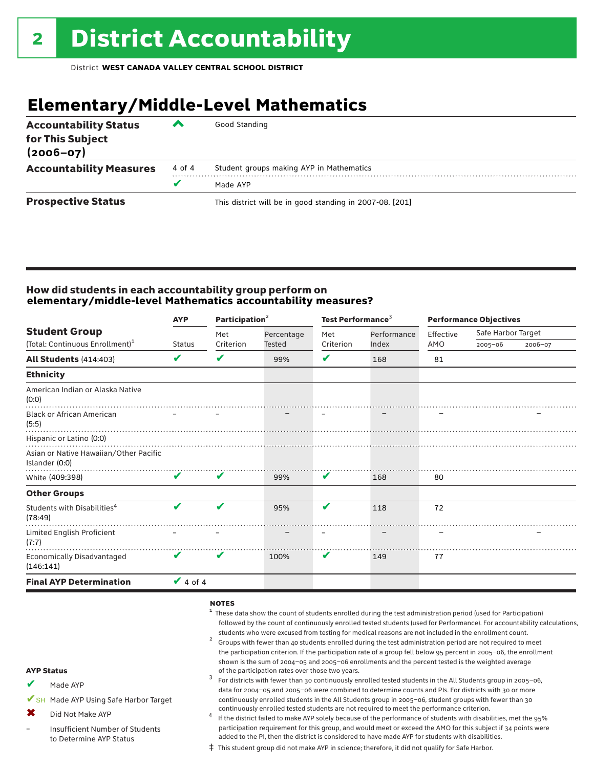# 2 District Accountability

District **WEST CANADA VALLEY CENTRAL SCHOOL DISTRICT**

## Elementary/Middle-Level Mathematics

| | | |
|---|---|---|
| **Accountability Status for This Subject (2006–07)** | ^ | Good Standing |
| **Accountability Measures** | 4 of 4 | Student groups making AYP in Mathematics |
| | ✔ | Made AYP |
| **Prospective Status** | | This district will be in good standing in 2007-08. [201] |

### How did students in each accountability group perform on elementary/middle-level Mathematics accountability measures?

| Student Group (Total: Continuous Enrollment)[1] | AYP Status | Participation[2] Met Criterion | Participation[2] Percentage Tested | Test Performance[3] Met Criterion | Test Performance[3] Performance Index | Performance Objectives Effective AMO | Safe Harbor Target 2005–06 | Safe Harbor Target 2006–07 |
|---|---|---|---|---|---|---|---|---|
| **All Students** (414:403) | ✔ | ✔ | 99% | ✔ | 168 | 81 | | |
| **Ethnicity** | | | | | | | | |
| American Indian or Alaska Native (0:0) | | | | | | | | |
| Black or African American (5:5) | – | – | – | – | – | – | | – |
| Hispanic or Latino (0:0) | | | | | | | | |
| Asian or Native Hawaiian/Other Pacific Islander (0:0) | | | | | | | | |
| White (409:398) | ✔ | ✔ | 99% | ✔ | 168 | 80 | | |
| **Other Groups** | | | | | | | | |
| Students with Disabilities[4] (78:49) | ✔ | ✔ | 95% | ✔ | 118 | 72 | | |
| Limited English Proficient (7:7) | – | – | – | – | – | – | | – |
| Economically Disadvantaged (146:141) | ✔ | ✔ | 100% | ✔ | 149 | 77 | | |
| **Final AYP Determination** | ✔ 4 of 4 | | | | | | | |

**NOTES**

[1] These data show the count of students enrolled during the test administration period (used for Participation) followed by the count of continuously enrolled tested students (used for Performance). For accountability calculations, students who were excused from testing for medical reasons are not included in the enrollment count.

[2] Groups with fewer than 40 students enrolled during the test administration period are not required to meet the participation criterion. If the participation rate of a group fell below 95 percent in 2005–06, the enrollment shown is the sum of 2004–05 and 2005–06 enrollments and the percent tested is the weighted average of the participation rates over those two years.

[3] For districts with fewer than 30 continuously enrolled tested students in the All Students group in 2005–06, data for 2004–05 and 2005–06 were combined to determine counts and PIs. For districts with 30 or more continuously enrolled students in the All Students group in 2005–06, student groups with fewer than 30 continuously enrolled tested students are not required to meet the performance criterion.

[4] If the district failed to make AYP solely because of the performance of students with disabilities, met the 95% participation requirement for this group, and would meet or exceed the AMO for this subject if 34 points were added to the PI, then the district is considered to have made AYP for students with disabilities.

‡ This student group did not make AYP in science; therefore, it did not qualify for Safe Harbor.

**AYP Status**

- ✔ Made AYP
- ✔SH Made AYP Using Safe Harbor Target
- ✖ Did Not Make AYP
- – Insufficient Number of Students to Determine AYP Status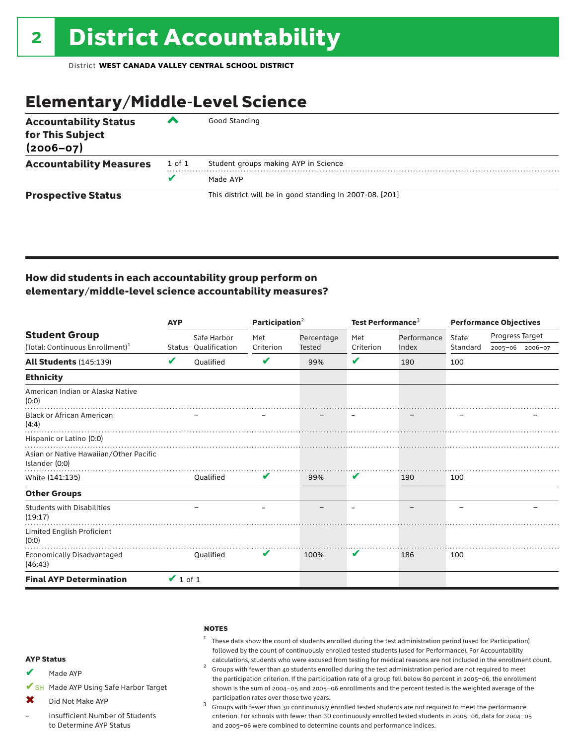# 2 District Accountability

District **WEST CANADA VALLEY CENTRAL SCHOOL DISTRICT**

## Elementary/Middle-Level Science

| | | |
|---|---|---|
| **Accountability Status for This Subject (2006–07)** | ^ | Good Standing |
| **Accountability Measures** | 1 of 1 | Student groups making AYP in Science |
| | ✔ | Made AYP |
| **Prospective Status** | | This district will be in good standing in 2007-08. [201] |

### How did students in each accountability group perform on elementary/middle-level science accountability measures?

| **Student Group** (Total: Continuous Enrollment)[1] | AYP Status | AYP Safe Harbor Qualification | Participation[2] Met Criterion | Participation[2] Percentage Tested | Test Performance[3] Met Criterion | Test Performance[3] Performance Index | Performance Objectives State Standard | Progress Target 2005–06 | Progress Target 2006–07 |
|---|---|---|---|---|---|---|---|---|---|
| **All Students** (145:139) | ✔ | Qualified | ✔ | 99% | ✔ | 190 | 100 | | |
| **Ethnicity** | | | | | | | | | |
| American Indian or Alaska Native (0:0) | | | | | | | | | |
| Black or African American (4:4) | | – | – | – | – | – | – | | – |
| Hispanic or Latino (0:0) | | | | | | | | | |
| Asian or Native Hawaiian/Other Pacific Islander (0:0) | | | | | | | | | |
| White (141:135) | | Qualified | ✔ | 99% | ✔ | 190 | 100 | | |
| **Other Groups** | | | | | | | | | |
| Students with Disabilities (19:17) | | – | – | – | – | – | – | | – |
| Limited English Proficient (0:0) | | | | | | | | | |
| Economically Disadvantaged (46:43) | | Qualified | ✔ | 100% | ✔ | 186 | 100 | | |
| **Final AYP Determination** | ✔ 1 of 1 | | | | | | | | |

**AYP Status**

- ✔ Made AYP
- ✔SH Made AYP Using Safe Harbor Target
- ✖ Did Not Make AYP
- – Insufficient Number of Students to Determine AYP Status

**NOTES**

[1] These data show the count of students enrolled during the test administration period (used for Participation) followed by the count of continuously enrolled tested students (used for Performance). For Accountability calculations, students who were excused from testing for medical reasons are not included in the enrollment count.

[2] Groups with fewer than 40 students enrolled during the test administration period are not required to meet the participation criterion. If the participation rate of a group fell below 80 percent in 2005–06, the enrollment shown is the sum of 2004–05 and 2005–06 enrollments and the percent tested is the weighted average of the participation rates over those two years.

[3] Groups with fewer than 30 continuously enrolled tested students are not required to meet the performance criterion. For schools with fewer than 30 continuously enrolled tested students in 2005–06, data for 2004–05 and 2005–06 were combined to determine counts and performance indices.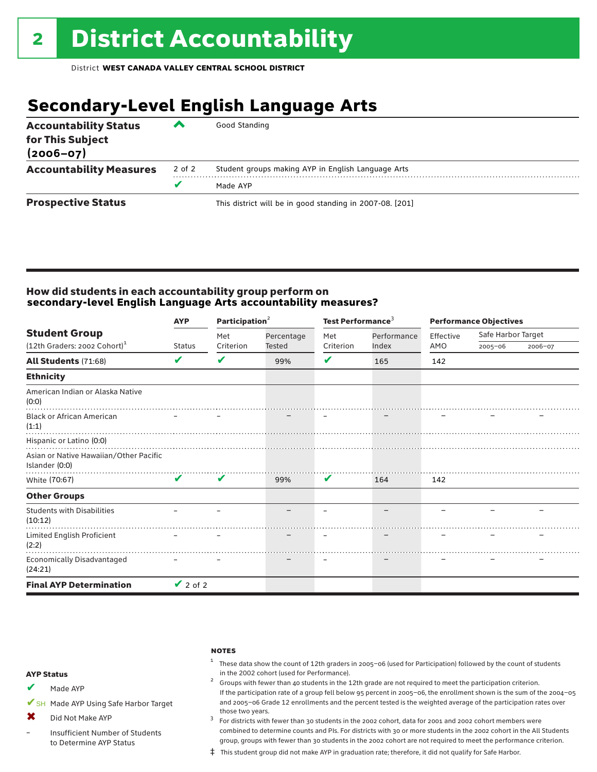# 2 District Accountability

District **WEST CANADA VALLEY CENTRAL SCHOOL DISTRICT**

## Secondary-Level English Language Arts

| | | |
|---|---|---|
| **Accountability Status for This Subject (2006–07)** | ^ | Good Standing |
| **Accountability Measures** | 2 of 2 | Student groups making AYP in English Language Arts |
| | ✔ | Made AYP |
| **Prospective Status** | | This district will be in good standing in 2007-08. [201] |

### How did students in each accountability group perform on secondary-level English Language Arts accountability measures?

| Student Group (12th Graders: 2002 Cohort)[1] | AYP | Participation[2] | | Test Performance[3] | | Performance Objectives | | |
|---|---|---|---|---|---|---|---|---|
| | Status | Met Criterion | Percentage Tested | Met Criterion | Performance Index | Effective AMO | Safe Harbor Target 2005–06 | Safe Harbor Target 2006–07 |
| **All Students** (71:68) | ✔ | ✔ | 99% | ✔ | 165 | 142 | | |
| **Ethnicity** | | | | | | | | |
| American Indian or Alaska Native (0:0) | | | | | | | | |
| Black or African American (1:1) | – | – | – | – | – | – | – | – |
| Hispanic or Latino (0:0) | | | | | | | | |
| Asian or Native Hawaiian/Other Pacific Islander (0:0) | | | | | | | | |
| White (70:67) | ✔ | ✔ | 99% | ✔ | 164 | 142 | | |
| **Other Groups** | | | | | | | | |
| Students with Disabilities (10:12) | – | – | – | – | – | – | – | – |
| Limited English Proficient (2:2) | – | – | – | – | – | – | – | – |
| Economically Disadvantaged (24:21) | – | – | – | – | – | – | – | – |
| **Final AYP Determination** | ✔ 2 of 2 | | | | | | | |

**AYP Status**

- ✔ Made AYP
- ✔SH Made AYP Using Safe Harbor Target
- ✖ Did Not Make AYP
- – Insufficient Number of Students to Determine AYP Status

**NOTES**

[1] These data show the count of 12th graders in 2005–06 (used for Participation) followed by the count of students in the 2002 cohort (used for Performance).

[2] Groups with fewer than 40 students in the 12th grade are not required to meet the participation criterion. If the participation rate of a group fell below 95 percent in 2005–06, the enrollment shown is the sum of the 2004–05 and 2005–06 Grade 12 enrollments and the percent tested is the weighted average of the participation rates over those two years.

[3] For districts with fewer than 30 students in the 2002 cohort, data for 2001 and 2002 cohort members were combined to determine counts and PIs. For districts with 30 or more students in the 2002 cohort in the All Students group, groups with fewer than 30 students in the 2002 cohort are not required to meet the performance criterion.

‡ This student group did not make AYP in graduation rate; therefore, it did not qualify for Safe Harbor.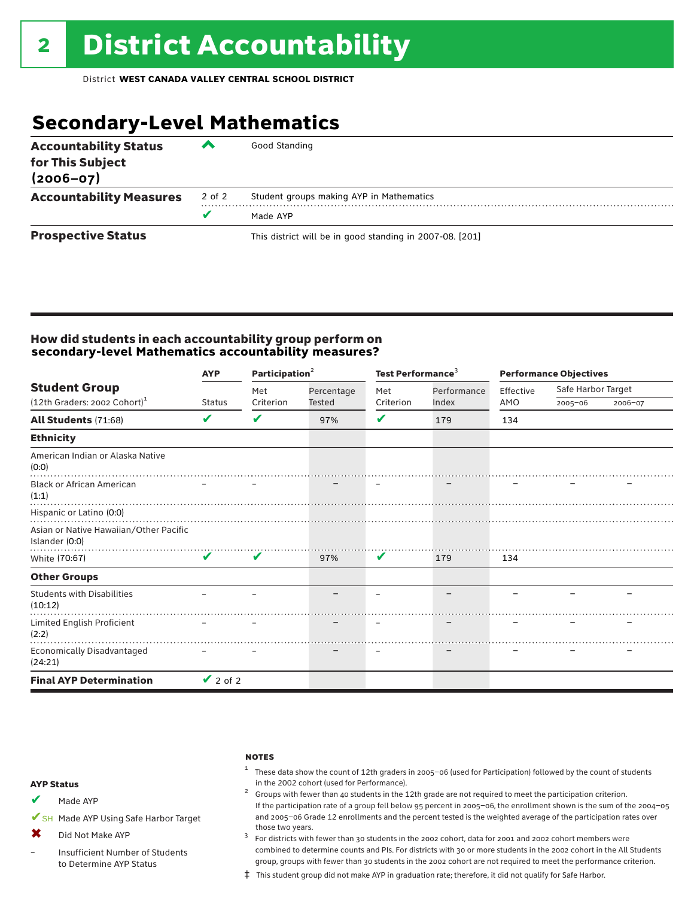# 2 District Accountability

District **WEST CANADA VALLEY CENTRAL SCHOOL DISTRICT**

## Secondary-Level Mathematics

| | | |
|---|---|---|
| **Accountability Status for This Subject (2006–07)** | ^ | Good Standing |
| **Accountability Measures** | 2 of 2 | Student groups making AYP in Mathematics |
| | ✔ | Made AYP |
| **Prospective Status** | | This district will be in good standing in 2007-08. [201] |

### How did students in each accountability group perform on secondary-level Mathematics accountability measures?

| Student Group (12th Graders: 2002 Cohort)[1] | AYP | Participation[2] | | Test Performance[3] | | Performance Objectives | | |
|---|---|---|---|---|---|---|---|---|
| | Status | Met Criterion | Percentage Tested | Met Criterion | Performance Index | Effective AMO | Safe Harbor Target 2005–06 | Safe Harbor Target 2006–07 |
| **All Students** (71:68) | ✔ | ✔ | 97% | ✔ | 179 | 134 | | |
| **Ethnicity** | | | | | | | | |
| American Indian or Alaska Native (0:0) | | | | | | | | |
| Black or African American (1:1) | – | – | – | – | – | – | – | – |
| Hispanic or Latino (0:0) | | | | | | | | |
| Asian or Native Hawaiian/Other Pacific Islander (0:0) | | | | | | | | |
| White (70:67) | ✔ | ✔ | 97% | ✔ | 179 | 134 | | |
| **Other Groups** | | | | | | | | |
| Students with Disabilities (10:12) | – | – | – | – | – | – | – | – |
| Limited English Proficient (2:2) | – | – | – | – | – | – | – | – |
| Economically Disadvantaged (24:21) | – | – | – | – | – | – | – | – |
| **Final AYP Determination** | ✔ 2 of 2 | | | | | | | |

**AYP Status**

- ✔ Made AYP
- ✔SH Made AYP Using Safe Harbor Target
- ✖ Did Not Make AYP
- – Insufficient Number of Students to Determine AYP Status

**NOTES**

[1] These data show the count of 12th graders in 2005–06 (used for Participation) followed by the count of students in the 2002 cohort (used for Performance).

[2] Groups with fewer than 40 students in the 12th grade are not required to meet the participation criterion. If the participation rate of a group fell below 95 percent in 2005–06, the enrollment shown is the sum of the 2004–05 and 2005–06 Grade 12 enrollments and the percent tested is the weighted average of the participation rates over those two years.

[3] For districts with fewer than 30 students in the 2002 cohort, data for 2001 and 2002 cohort members were combined to determine counts and PIs. For districts with 30 or more students in the 2002 cohort in the All Students group, groups with fewer than 30 students in the 2002 cohort are not required to meet the performance criterion.

‡ This student group did not make AYP in graduation rate; therefore, it did not qualify for Safe Harbor.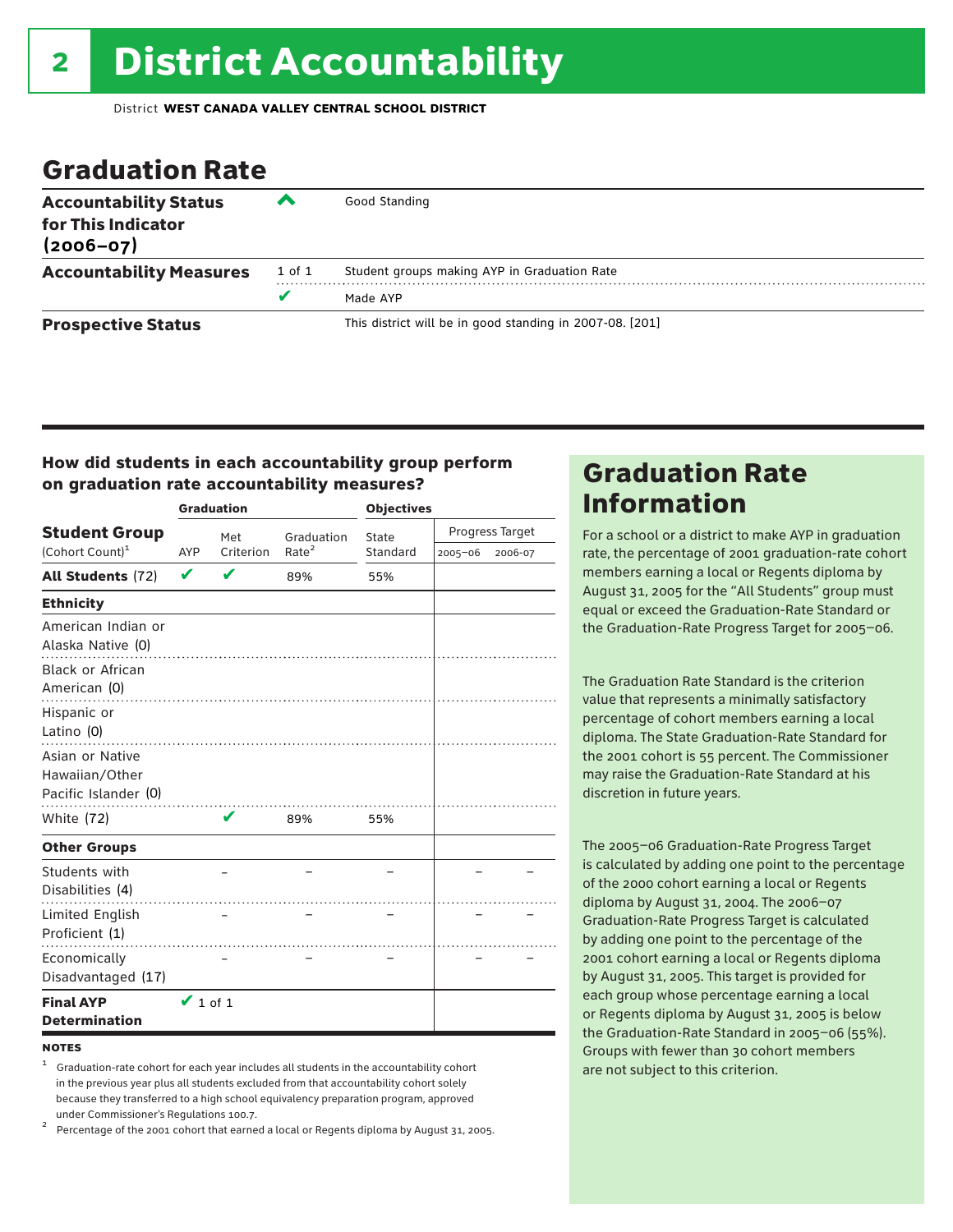# 2 District Accountability

District **WEST CANADA VALLEY CENTRAL SCHOOL DISTRICT**

## Graduation Rate

| | | |
|---|---|---|
| **Accountability Status for This Indicator (2006–07)** | ^ | Good Standing |
| **Accountability Measures** | 1 of 1 | Student groups making AYP in Graduation Rate |
| | ✔ | Made AYP |
| **Prospective Status** | | This district will be in good standing in 2007-08. [201] |

### How did students in each accountability group perform on graduation rate accountability measures?

| Student Group (Cohort Count)[1] | Graduation | | | Objectives | | |
|---|---|---|---|---|---|---|
| | AYP | Met Criterion | Graduation Rate[2] | State Standard | Progress Target 2005–06 | Progress Target 2006-07 |
| **All Students** (72) | ✔ | ✔ | 89% | 55% | | |
| **Ethnicity** | | | | | | |
| American Indian or Alaska Native (0) | | | | | | |
| Black or African American (0) | | | | | | |
| Hispanic or Latino (0) | | | | | | |
| Asian or Native Hawaiian/Other Pacific Islander (0) | | | | | | |
| White (72) | | ✔ | 89% | 55% | | |
| **Other Groups** | | | | | | |
| Students with Disabilities (4) | | – | – | – | – | – |
| Limited English Proficient (1) | | – | – | – | – | – |
| Economically Disadvantaged (17) | | – | – | – | – | – |
| **Final AYP Determination** | ✔ 1 of 1 | | | | | |

**NOTES**

[1] Graduation-rate cohort for each year includes all students in the accountability cohort in the previous year plus all students excluded from that accountability cohort solely because they transferred to a high school equivalency preparation program, approved under Commissioner's Regulations 100.7.

[2] Percentage of the 2001 cohort that earned a local or Regents diploma by August 31, 2005.

## Graduation Rate Information

For a school or a district to make AYP in graduation rate, the percentage of 2001 graduation-rate cohort members earning a local or Regents diploma by August 31, 2005 for the "All Students" group must equal or exceed the Graduation-Rate Standard or the Graduation-Rate Progress Target for 2005–06.

The Graduation Rate Standard is the criterion value that represents a minimally satisfactory percentage of cohort members earning a local diploma. The State Graduation-Rate Standard for the 2001 cohort is 55 percent. The Commissioner may raise the Graduation-Rate Standard at his discretion in future years.

The 2005–06 Graduation-Rate Progress Target is calculated by adding one point to the percentage of the 2000 cohort earning a local or Regents diploma by August 31, 2004. The 2006–07 Graduation-Rate Progress Target is calculated by adding one point to the percentage of the 2001 cohort earning a local or Regents diploma by August 31, 2005. This target is provided for each group whose percentage earning a local or Regents diploma by August 31, 2005 is below the Graduation-Rate Standard in 2005–06 (55%). Groups with fewer than 30 cohort members are not subject to this criterion.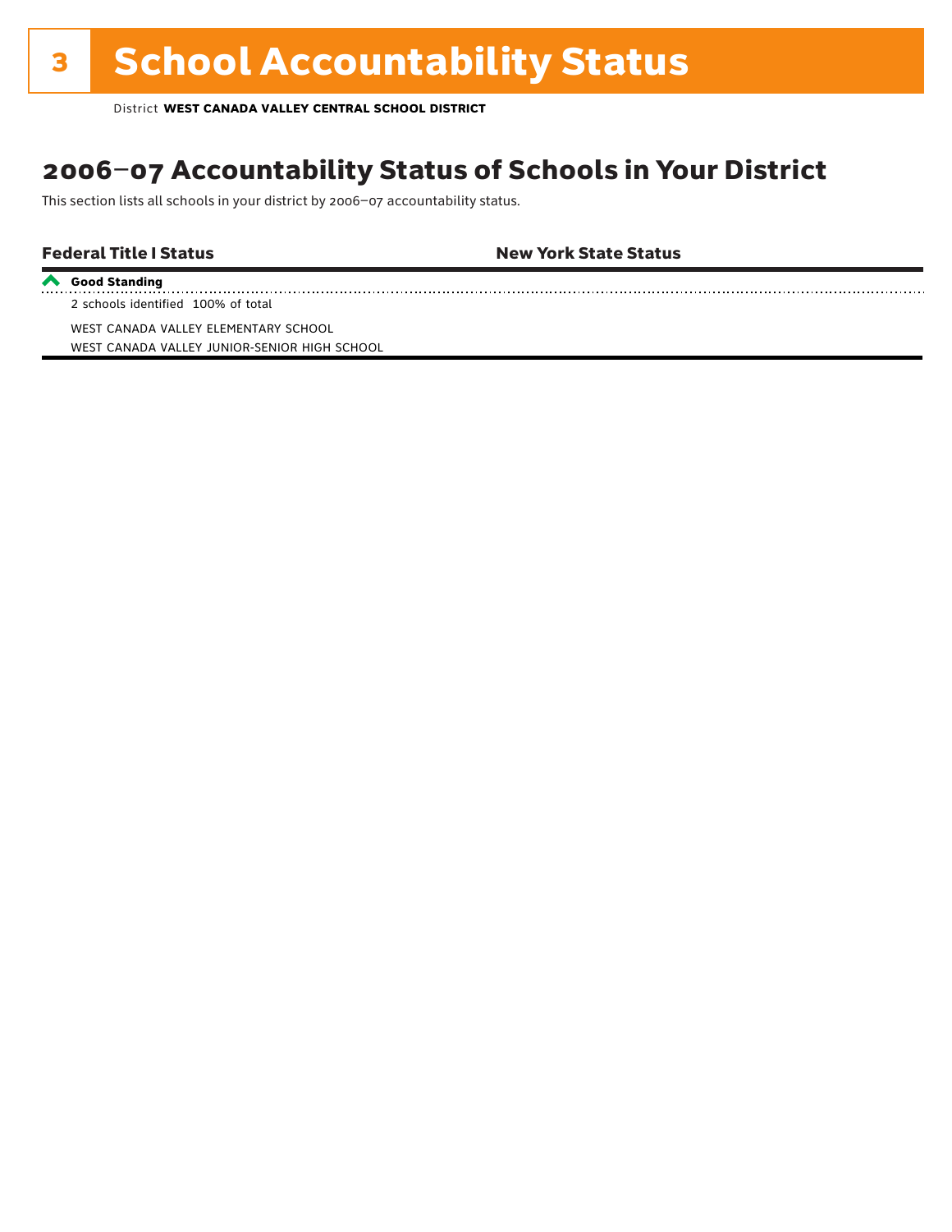# 3 School Accountability Status

District **WEST CANADA VALLEY CENTRAL SCHOOL DISTRICT**

## 2006–07 Accountability Status of Schools in Your District

This section lists all schools in your district by 2006–07 accountability status.

| Federal Title I Status | New York State Status |
|---|---|
| **Good Standing** | |
| 2 schools identified 100% of total | |
| WEST CANADA VALLEY ELEMENTARY SCHOOL | |
| WEST CANADA VALLEY JUNIOR-SENIOR HIGH SCHOOL | |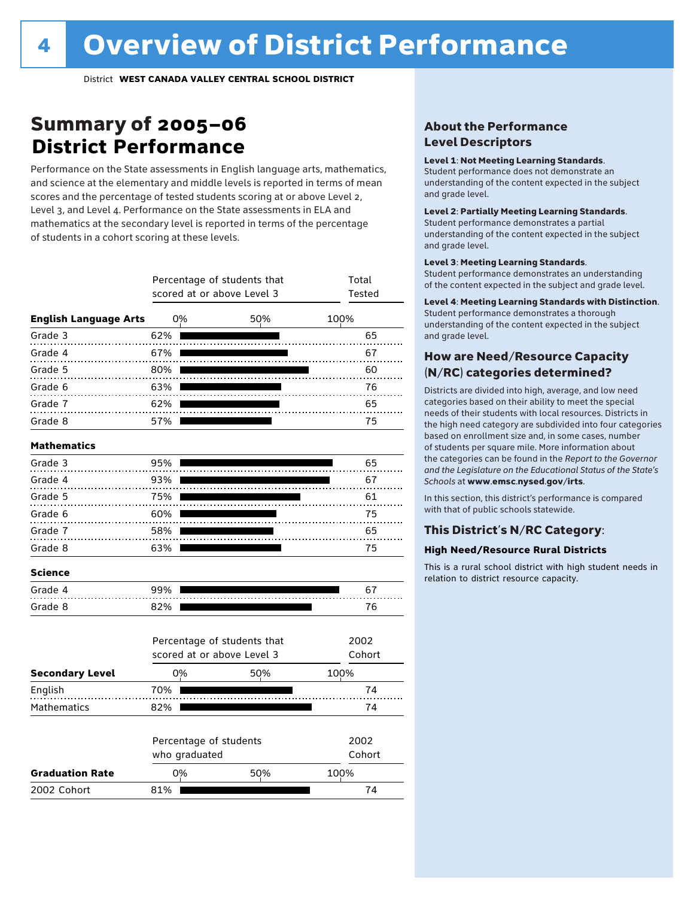# Overview of District Performance

District **WEST CANADA VALLEY CENTRAL SCHOOL DISTRICT**

## Summary of 2005–06 District Performance

Performance on the State assessments in English language arts, mathematics, and science at the elementary and middle levels is reported in terms of mean scores and the percentage of tested students scoring at or above Level 2, Level 3, and Level 4. Performance on the State assessments in ELA and mathematics at the secondary level is reported in terms of the percentage of students in a cohort scoring at these levels.

| | Percentage of students that scored at or above Level 3 | Total Tested |
|---|---|---|
| **English Language Arts** | | |
| Grade 3 | 62% | 65 |
| Grade 4 | 67% | 67 |
| Grade 5 | 80% | 60 |
| Grade 6 | 63% | 76 |
| Grade 7 | 62% | 65 |
| Grade 8 | 57% | 75 |
| **Mathematics** | | |
| Grade 3 | 95% | 65 |
| Grade 4 | 93% | 67 |
| Grade 5 | 75% | 61 |
| Grade 6 | 60% | 75 |
| Grade 7 | 58% | 65 |
| Grade 8 | 63% | 75 |
| **Science** | | |
| Grade 4 | 99% | 67 |
| Grade 8 | 82% | 76 |

| Secondary Level | Percentage of students that scored at or above Level 3 | 2002 Cohort |
|---|---|---|
| English | 70% | 74 |
| Mathematics | 82% | 74 |

| Graduation Rate | Percentage of students who graduated | 2002 Cohort |
|---|---|---|
| 2002 Cohort | 81% | 74 |

### About the Performance Level Descriptors

**Level 1: Not Meeting Learning Standards.** Student performance does not demonstrate an understanding of the content expected in the subject and grade level.

**Level 2: Partially Meeting Learning Standards.** Student performance demonstrates a partial understanding of the content expected in the subject and grade level.

**Level 3: Meeting Learning Standards.** Student performance demonstrates an understanding of the content expected in the subject and grade level.

**Level 4: Meeting Learning Standards with Distinction.** Student performance demonstrates a thorough understanding of the content expected in the subject and grade level.

### How are Need/Resource Capacity (N/RC) categories determined?

Districts are divided into high, average, and low need categories based on their ability to meet the special needs of their students with local resources. Districts in the high need category are subdivided into four categories based on enrollment size and, in some cases, number of students per square mile. More information about the categories can be found in the *Report to the Governor and the Legislature on the Educational Status of the State's Schools* at **www.emsc.nysed.gov/irts**.

In this section, this district's performance is compared with that of public schools statewide.

### This District's N/RC Category:

**High Need/Resource Rural Districts**

This is a rural school district with high student needs in relation to district resource capacity.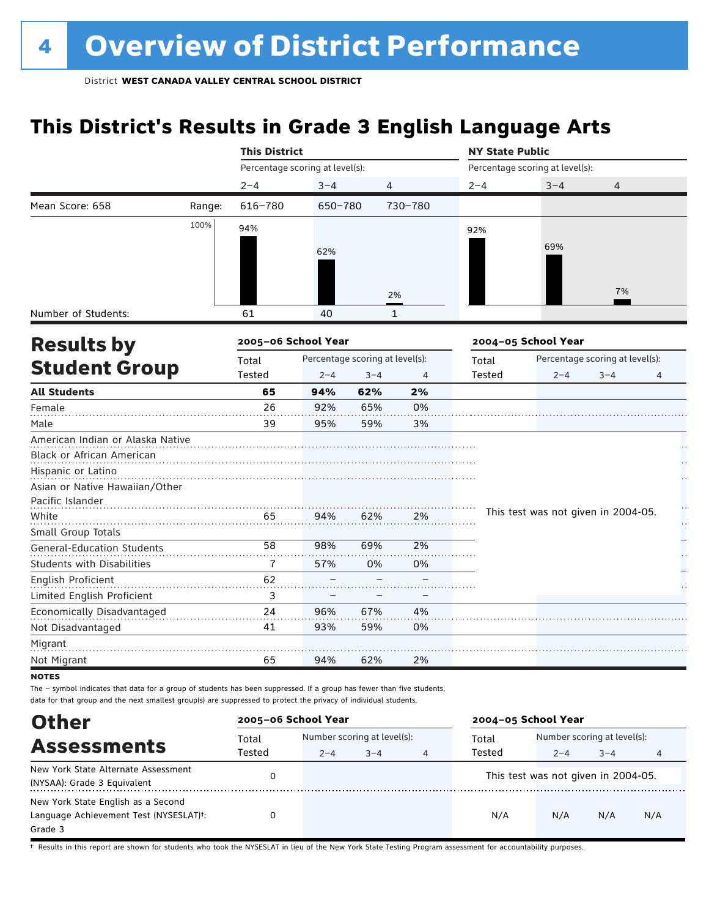# 4 Overview of District Performance

District **WEST CANADA VALLEY CENTRAL SCHOOL DISTRICT**

## This District's Results in Grade 3 English Language Arts

| | | This District | | | NY State Public | | |
|---|---|---|---|---|---|---|---|
| | | Percentage scoring at level(s): | | | Percentage scoring at level(s): | | |
| | | 2–4 | 3–4 | 4 | 2–4 | 3–4 | 4 |
| Mean Score: 658 | Range: | 616–780 | 650–780 | 730–780 | | | |
| | | 94% | 62% | 2% | 92% | 69% | 7% |
| Number of Students: | | 61 | 40 | 1 | | | |

## Results by Student Group

| | 2005–06 School Year | | | | 2004–05 School Year | | | |
|---|---|---|---|---|---|---|---|---|
| | Total Tested | Percentage scoring at level(s): 2–4 | 3–4 | 4 | Total Tested | Percentage scoring at level(s): 2–4 | 3–4 | 4 |
| **All Students** | **65** | **94%** | **62%** | **2%** | | | | |
| Female | 26 | 92% | 65% | 0% | | | | |
| Male | 39 | 95% | 59% | 3% | | | | |
| American Indian or Alaska Native | | | | | This test was not given in 2004-05. | | | |
| Black or African American | | | | | | | | |
| Hispanic or Latino | | | | | | | | |
| Asian or Native Hawaiian/Other Pacific Islander | | | | | | | | |
| White | 65 | 94% | 62% | 2% | | | | |
| Small Group Totals | | | | | | | | |
| General-Education Students | 58 | 98% | 69% | 2% | | | | |
| Students with Disabilities | 7 | 57% | 0% | 0% | | | | |
| English Proficient | 62 | – | – | – | | | | |
| Limited English Proficient | 3 | – | – | – | | | | |
| Economically Disadvantaged | 24 | 96% | 67% | 4% | | | | |
| Not Disadvantaged | 41 | 93% | 59% | 0% | | | | |
| Migrant | | | | | | | | |
| Not Migrant | 65 | 94% | 62% | 2% | | | | |

**NOTES**

The – symbol indicates that data for a group of students has been suppressed. If a group has fewer than five students, data for that group and the next smallest group(s) are suppressed to protect the privacy of individual students.

## Other Assessments

| | 2005–06 School Year | | | | 2004–05 School Year | | | |
|---|---|---|---|---|---|---|---|---|
| | Total Tested | Number scoring at level(s): 2–4 | 3–4 | 4 | Total Tested | Number scoring at level(s): 2–4 | 3–4 | 4 |
| New York State Alternate Assessment (NYSAA): Grade 3 Equivalent | 0 | | | | This test was not given in 2004-05. | | | |
| New York State English as a Second Language Achievement Test (NYSESLAT)†: Grade 3 | 0 | | | | N/A | N/A | N/A | N/A |

† Results in this report are shown for students who took the NYSESLAT in lieu of the New York State Testing Program assessment for accountability purposes.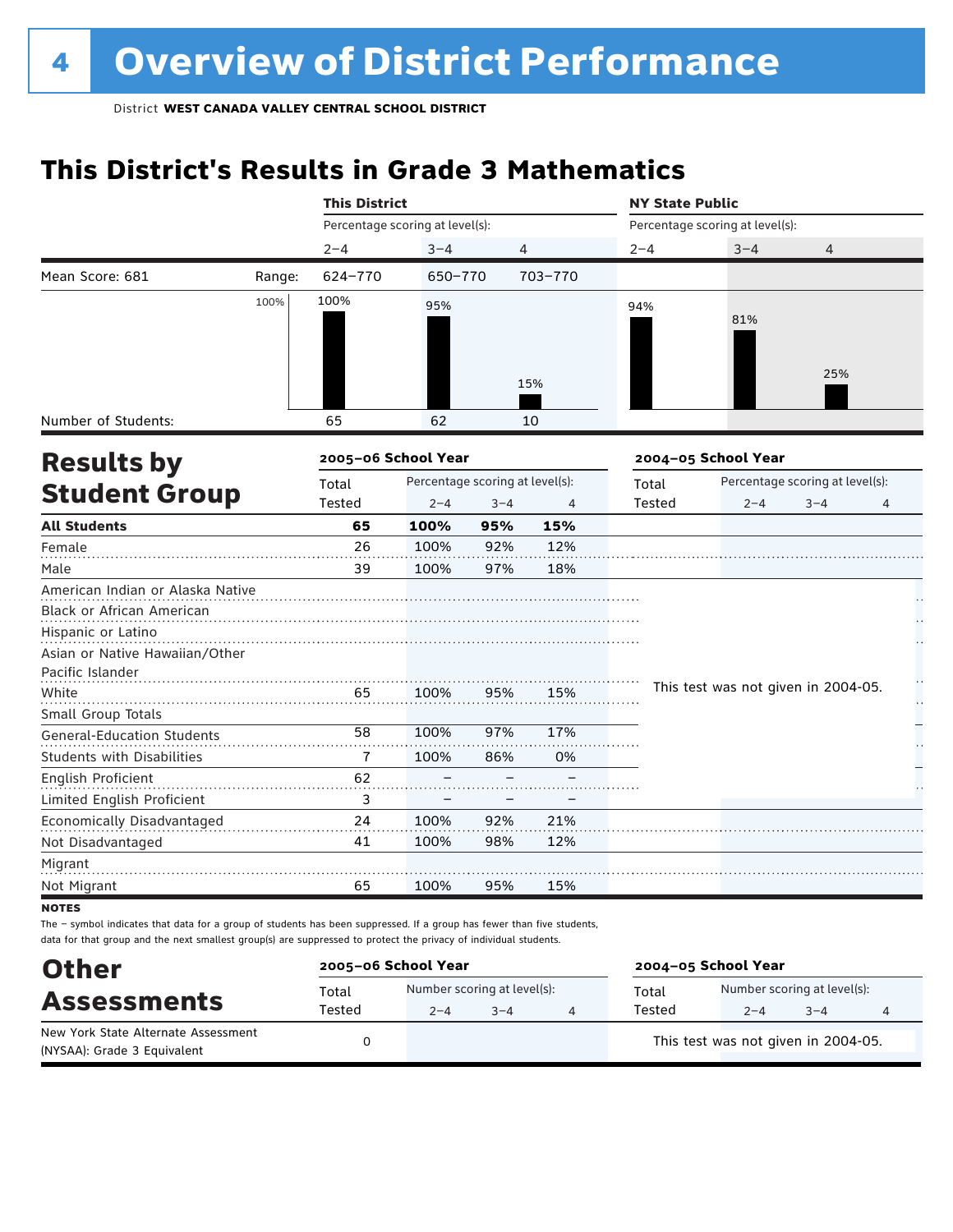# 4 Overview of District Performance

District **WEST CANADA VALLEY CENTRAL SCHOOL DISTRICT**

## This District's Results in Grade 3 Mathematics

| | | This District | | | NY State Public | | |
|---|---|---|---|---|---|---|---|
| | | Percentage scoring at level(s): | | | Percentage scoring at level(s): | | |
| | | 2–4 | 3–4 | 4 | 2–4 | 3–4 | 4 |
| Mean Score: 681 | Range: | 624–770 | 650–770 | 703–770 | | | |
| | | 100% | 95% | 15% | 94% | 81% | 25% |
| Number of Students: | | 65 | 62 | 10 | | | |

## Results by Student Group

| | 2005–06 School Year | | | | 2004–05 School Year | | | |
|---|---|---|---|---|---|---|---|---|
| | Total Tested | Percentage scoring at level(s): 2–4 | 3–4 | 4 | Total Tested | Percentage scoring at level(s): 2–4 | 3–4 | 4 |
| **All Students** | **65** | **100%** | **95%** | **15%** | | | | |
| Female | 26 | 100% | 92% | 12% | | | | |
| Male | 39 | 100% | 97% | 18% | | | | |
| American Indian or Alaska Native | | | | | This test was not given in 2004-05. | | | |
| Black or African American | | | | | | | | |
| Hispanic or Latino | | | | | | | | |
| Asian or Native Hawaiian/Other Pacific Islander | | | | | | | | |
| White | 65 | 100% | 95% | 15% | | | | |
| Small Group Totals | | | | | | | | |
| General-Education Students | 58 | 100% | 97% | 17% | | | | |
| Students with Disabilities | 7 | 100% | 86% | 0% | | | | |
| English Proficient | 62 | – | – | – | | | | |
| Limited English Proficient | 3 | – | – | – | | | | |
| Economically Disadvantaged | 24 | 100% | 92% | 21% | | | | |
| Not Disadvantaged | 41 | 100% | 98% | 12% | | | | |
| Migrant | | | | | | | | |
| Not Migrant | 65 | 100% | 95% | 15% | | | | |

**NOTES**

The – symbol indicates that data for a group of students has been suppressed. If a group has fewer than five students, data for that group and the next smallest group(s) are suppressed to protect the privacy of individual students.

## Other Assessments

| | 2005–06 School Year | | | | 2004–05 School Year | | | |
|---|---|---|---|---|---|---|---|---|
| | Total Tested | Number scoring at level(s): 2–4 | 3–4 | 4 | Total Tested | Number scoring at level(s): 2–4 | 3–4 | 4 |
| New York State Alternate Assessment (NYSAA): Grade 3 Equivalent | 0 | | | | This test was not given in 2004-05. | | | |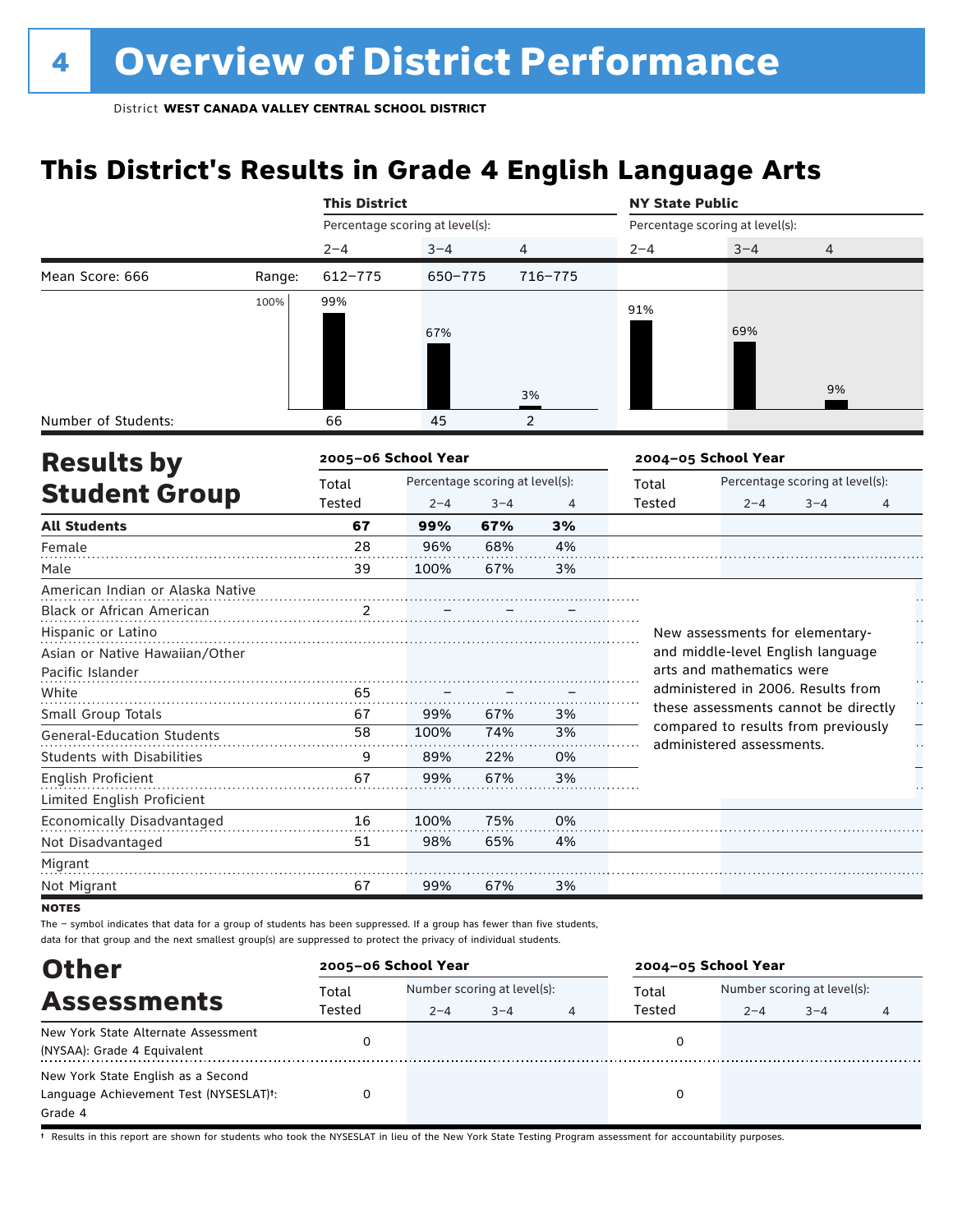# 4 Overview of District Performance

District **WEST CANADA VALLEY CENTRAL SCHOOL DISTRICT**

## This District's Results in Grade 4 English Language Arts

| | | This District | | | NY State Public | | |
|---|---|---|---|---|---|---|---|
| | | Percentage scoring at level(s): | | | Percentage scoring at level(s): | | |
| | | 2–4 | 3–4 | 4 | 2–4 | 3–4 | 4 |
| Mean Score: 666 | Range: | 612–775 | 650–775 | 716–775 | | | |
| | | 99% | 67% | 3% | 91% | 69% | 9% |
| Number of Students: | | 66 | 45 | 2 | | | |

## Results by Student Group

| | 2005–06 School Year | | | | 2004–05 School Year | | | |
|---|---|---|---|---|---|---|---|---|
| | Total Tested | Percentage scoring at level(s): 2–4 | 3–4 | 4 | Total Tested | Percentage scoring at level(s): 2–4 | 3–4 | 4 |
| **All Students** | **67** | **99%** | **67%** | **3%** | | | | |
| Female | 28 | 96% | 68% | 4% | | | | |
| Male | 39 | 100% | 67% | 3% | | | | |
| American Indian or Alaska Native | | | | | | | | |
| Black or African American | 2 | – | – | – | | | | |
| Hispanic or Latino | | | | | | | | |
| Asian or Native Hawaiian/Other Pacific Islander | | | | | | | | |
| White | 65 | – | – | – | | | | |
| Small Group Totals | 67 | 99% | 67% | 3% | | | | |
| General-Education Students | 58 | 100% | 74% | 3% | | | | |
| Students with Disabilities | 9 | 89% | 22% | 0% | | | | |
| English Proficient | 67 | 99% | 67% | 3% | | | | |
| Limited English Proficient | | | | | | | | |
| Economically Disadvantaged | 16 | 100% | 75% | 0% | | | | |
| Not Disadvantaged | 51 | 98% | 65% | 4% | | | | |
| Migrant | | | | | | | | |
| Not Migrant | 67 | 99% | 67% | 3% | | | | |

New assessments for elementary- and middle-level English language arts and mathematics were administered in 2006. Results from these assessments cannot be directly compared to results from previously administered assessments.

**NOTES**

The – symbol indicates that data for a group of students has been suppressed. If a group has fewer than five students, data for that group and the next smallest group(s) are suppressed to protect the privacy of individual students.

## Other Assessments

| | 2005–06 School Year | | | | 2004–05 School Year | | | |
|---|---|---|---|---|---|---|---|---|
| | Total Tested | Number scoring at level(s): 2–4 | 3–4 | 4 | Total Tested | Number scoring at level(s): 2–4 | 3–4 | 4 |
| New York State Alternate Assessment (NYSAA): Grade 4 Equivalent | 0 | | | | 0 | | | |
| New York State English as a Second Language Achievement Test (NYSESLAT)†: Grade 4 | 0 | | | | 0 | | | |

† Results in this report are shown for students who took the NYSESLAT in lieu of the New York State Testing Program assessment for accountability purposes.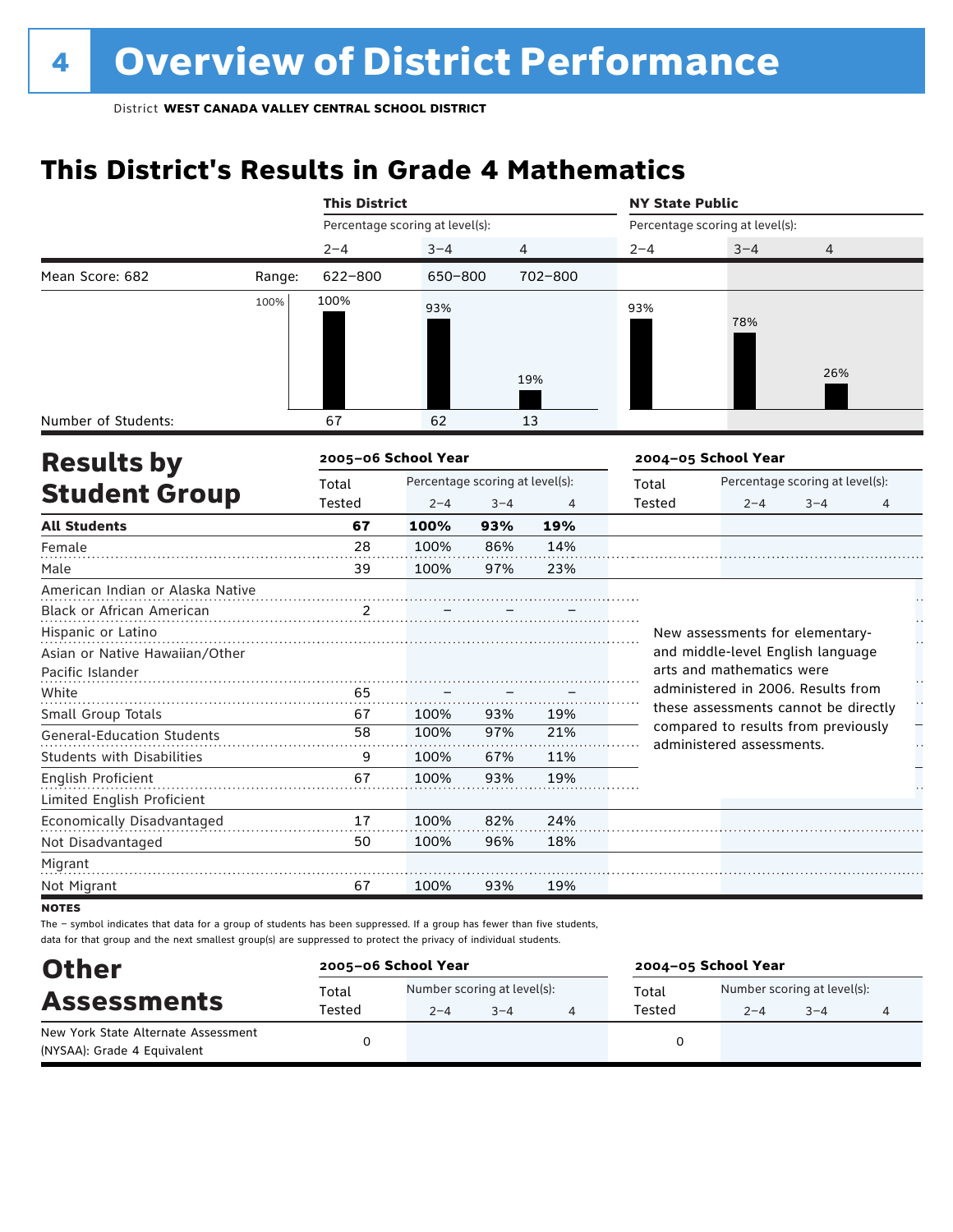# 4 Overview of District Performance

District **WEST CANADA VALLEY CENTRAL SCHOOL DISTRICT**

## This District's Results in Grade 4 Mathematics

| | | This District | | | NY State Public | | |
|---|---|---|---|---|---|---|---|
| | | Percentage scoring at level(s): | | | Percentage scoring at level(s): | | |
| | | 2–4 | 3–4 | 4 | 2–4 | 3–4 | 4 |
| Mean Score: 682 | Range: | 622–800 | 650–800 | 702–800 | | | |
| | | 100% | 93% | 19% | 93% | 78% | 26% |
| Number of Students: | | 67 | 62 | 13 | | | |

## Results by Student Group

| | 2005–06 School Year | | | | 2004–05 School Year | | | |
|---|---|---|---|---|---|---|---|---|
| | Total Tested | Percentage scoring at level(s): 2–4 | 3–4 | 4 | Total Tested | Percentage scoring at level(s): 2–4 | 3–4 | 4 |
| **All Students** | **67** | **100%** | **93%** | **19%** | | | | |
| Female | 28 | 100% | 86% | 14% | | | | |
| Male | 39 | 100% | 97% | 23% | | | | |
| American Indian or Alaska Native | | | | | | | | |
| Black or African American | 2 | – | – | – | | | | |
| Hispanic or Latino | | | | | | | | |
| Asian or Native Hawaiian/Other Pacific Islander | | | | | | | | |
| White | 65 | – | – | – | | | | |
| Small Group Totals | 67 | 100% | 93% | 19% | | | | |
| General-Education Students | 58 | 100% | 97% | 21% | | | | |
| Students with Disabilities | 9 | 100% | 67% | 11% | | | | |
| English Proficient | 67 | 100% | 93% | 19% | | | | |
| Limited English Proficient | | | | | | | | |
| Economically Disadvantaged | 17 | 100% | 82% | 24% | | | | |
| Not Disadvantaged | 50 | 100% | 96% | 18% | | | | |
| Migrant | | | | | | | | |
| Not Migrant | 67 | 100% | 93% | 19% | | | | |

New assessments for elementary- and middle-level English language arts and mathematics were administered in 2006. Results from these assessments cannot be directly compared to results from previously administered assessments.

**NOTES**

The – symbol indicates that data for a group of students has been suppressed. If a group has fewer than five students, data for that group and the next smallest group(s) are suppressed to protect the privacy of individual students.

## Other Assessments

| | 2005–06 School Year | | | | 2004–05 School Year | | | |
|---|---|---|---|---|---|---|---|---|
| | Total Tested | Number scoring at level(s): 2–4 | 3–4 | 4 | Total Tested | Number scoring at level(s): 2–4 | 3–4 | 4 |
| New York State Alternate Assessment (NYSAA): Grade 4 Equivalent | 0 | | | | 0 | | | |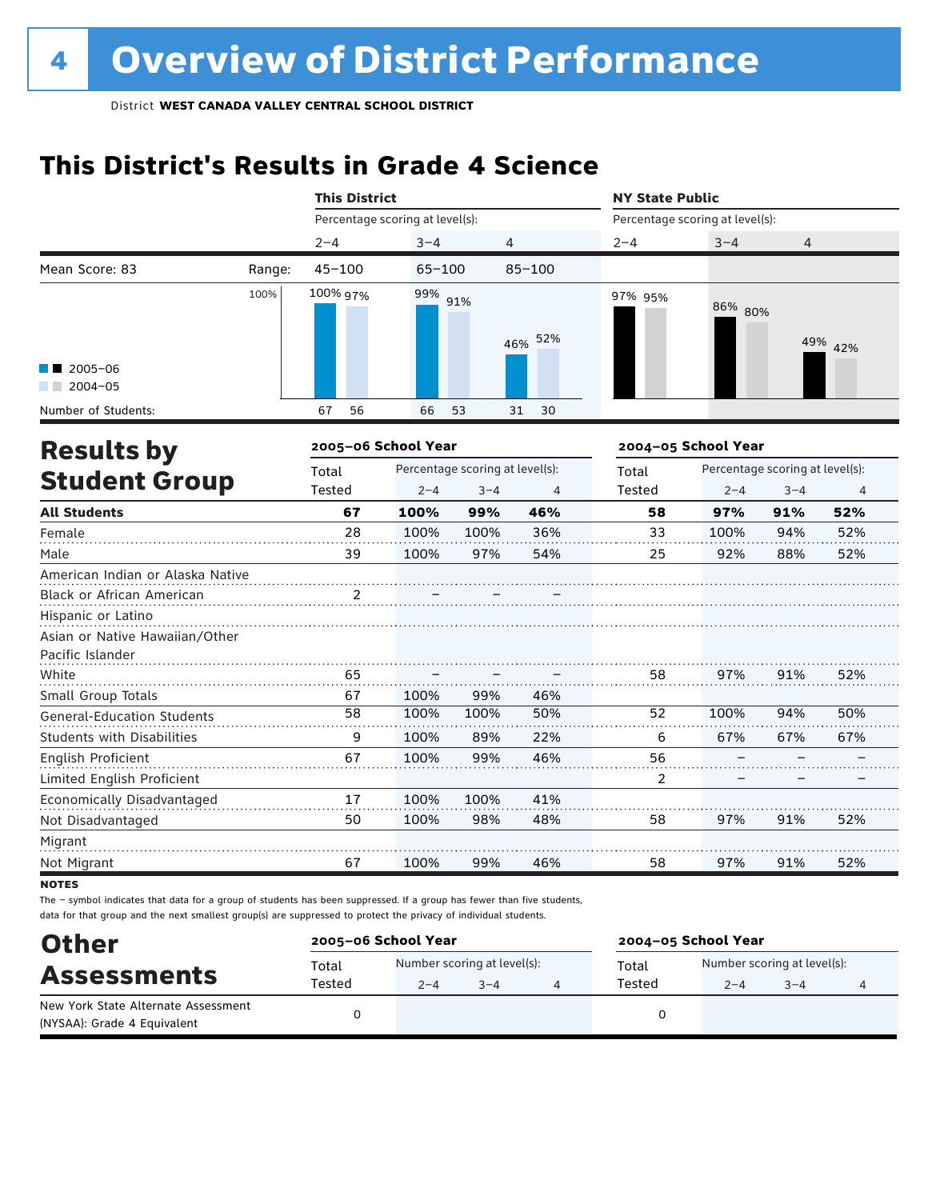# 4 Overview of District Performance

District **WEST CANADA VALLEY CENTRAL SCHOOL DISTRICT**

## This District's Results in Grade 4 Science

| | | This District | | | NY State Public | | |
|---|---|---|---|---|---|---|---|
| | | Percentage scoring at level(s): | | | Percentage scoring at level(s): | | |
| | | 2–4 | 3–4 | 4 | 2–4 | 3–4 | 4 |
| Mean Score: 83 | Range: | 45–100 | 65–100 | 85–100 | | | |
| 2005–06 | | 100% | 99% | 46% | 97% | 86% | 49% |
| 2004–05 | | 97% | 91% | 52% | 95% | 80% | 42% |
| Number of Students: 2005–06 | | 67 | 66 | 31 | | | |
| Number of Students: 2004–05 | | 56 | 53 | 30 | | | |

## Results by Student Group

| | 2005–06 School Year | | | | 2004–05 School Year | | | |
|---|---|---|---|---|---|---|---|---|
| | Total Tested | Percentage scoring at level(s): 2–4 | 3–4 | 4 | Total Tested | Percentage scoring at level(s): 2–4 | 3–4 | 4 |
| **All Students** | **67** | **100%** | **99%** | **46%** | **58** | **97%** | **91%** | **52%** |
| Female | 28 | 100% | 100% | 36% | 33 | 100% | 94% | 52% |
| Male | 39 | 100% | 97% | 54% | 25 | 92% | 88% | 52% |
| American Indian or Alaska Native | | | | | | | | |
| Black or African American | 2 | – | – | – | | | | |
| Hispanic or Latino | | | | | | | | |
| Asian or Native Hawaiian/Other Pacific Islander | | | | | | | | |
| White | 65 | – | – | – | 58 | 97% | 91% | 52% |
| Small Group Totals | 67 | 100% | 99% | 46% | | | | |
| General-Education Students | 58 | 100% | 100% | 50% | 52 | 100% | 94% | 50% |
| Students with Disabilities | 9 | 100% | 89% | 22% | 6 | 67% | 67% | 67% |
| English Proficient | 67 | 100% | 99% | 46% | 56 | – | – | – |
| Limited English Proficient | | | | | 2 | – | – | – |
| Economically Disadvantaged | 17 | 100% | 100% | 41% | | | | |
| Not Disadvantaged | 50 | 100% | 98% | 48% | 58 | 97% | 91% | 52% |
| Migrant | | | | | | | | |
| Not Migrant | 67 | 100% | 99% | 46% | 58 | 97% | 91% | 52% |

**NOTES**

The – symbol indicates that data for a group of students has been suppressed. If a group has fewer than five students, data for that group and the next smallest group(s) are suppressed to protect the privacy of individual students.

## Other Assessments

| | 2005–06 School Year | | | | 2004–05 School Year | | | |
|---|---|---|---|---|---|---|---|---|
| | Total Tested | Number scoring at level(s): 2–4 | 3–4 | 4 | Total Tested | Number scoring at level(s): 2–4 | 3–4 | 4 |
| New York State Alternate Assessment (NYSAA): Grade 4 Equivalent | 0 | | | | 0 | | | |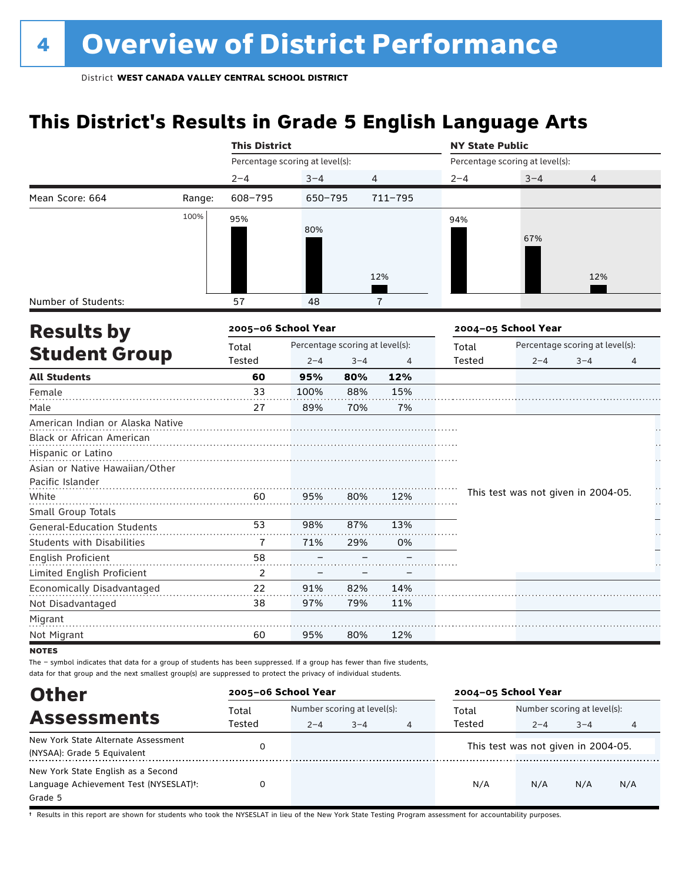# 4 Overview of District Performance

District **WEST CANADA VALLEY CENTRAL SCHOOL DISTRICT**

## This District's Results in Grade 5 English Language Arts

| | | This District | | | NY State Public | | |
|---|---|---|---|---|---|---|---|
| | | Percentage scoring at level(s): | | | Percentage scoring at level(s): | | |
| | | 2–4 | 3–4 | 4 | 2–4 | 3–4 | 4 |
| Mean Score: 664 | Range: | 608–795 | 650–795 | 711–795 | | | |
| | | 95% | 80% | 12% | 94% | 67% | 12% |
| Number of Students: | | 57 | 48 | 7 | | | |

## Results by Student Group

| | 2005–06 School Year | | | | 2004–05 School Year | | | |
|---|---|---|---|---|---|---|---|---|
| | Total Tested | Percentage scoring at level(s): 2–4 | 3–4 | 4 | Total Tested | Percentage scoring at level(s): 2–4 | 3–4 | 4 |
| **All Students** | **60** | **95%** | **80%** | **12%** | | | | |
| Female | 33 | 100% | 88% | 15% | | | | |
| Male | 27 | 89% | 70% | 7% | | | | |
| American Indian or Alaska Native | | | | | This test was not given in 2004-05. | | | |
| Black or African American | | | | | | | | |
| Hispanic or Latino | | | | | | | | |
| Asian or Native Hawaiian/Other Pacific Islander | | | | | | | | |
| White | 60 | 95% | 80% | 12% | | | | |
| Small Group Totals | | | | | | | | |
| General-Education Students | 53 | 98% | 87% | 13% | | | | |
| Students with Disabilities | 7 | 71% | 29% | 0% | | | | |
| English Proficient | 58 | – | – | – | | | | |
| Limited English Proficient | 2 | – | – | – | | | | |
| Economically Disadvantaged | 22 | 91% | 82% | 14% | | | | |
| Not Disadvantaged | 38 | 97% | 79% | 11% | | | | |
| Migrant | | | | | | | | |
| Not Migrant | 60 | 95% | 80% | 12% | | | | |

**NOTES**

The – symbol indicates that data for a group of students has been suppressed. If a group has fewer than five students, data for that group and the next smallest group(s) are suppressed to protect the privacy of individual students.

## Other Assessments

| | 2005–06 School Year | | | | 2004–05 School Year | | | |
|---|---|---|---|---|---|---|---|---|
| | Total Tested | Number scoring at level(s): 2–4 | 3–4 | 4 | Total Tested | Number scoring at level(s): 2–4 | 3–4 | 4 |
| New York State Alternate Assessment (NYSAA): Grade 5 Equivalent | 0 | | | | This test was not given in 2004-05. | | | |
| New York State English as a Second Language Achievement Test (NYSESLAT)†: Grade 5 | 0 | | | | N/A | N/A | N/A | N/A |

† Results in this report are shown for students who took the NYSESLAT in lieu of the New York State Testing Program assessment for accountability purposes.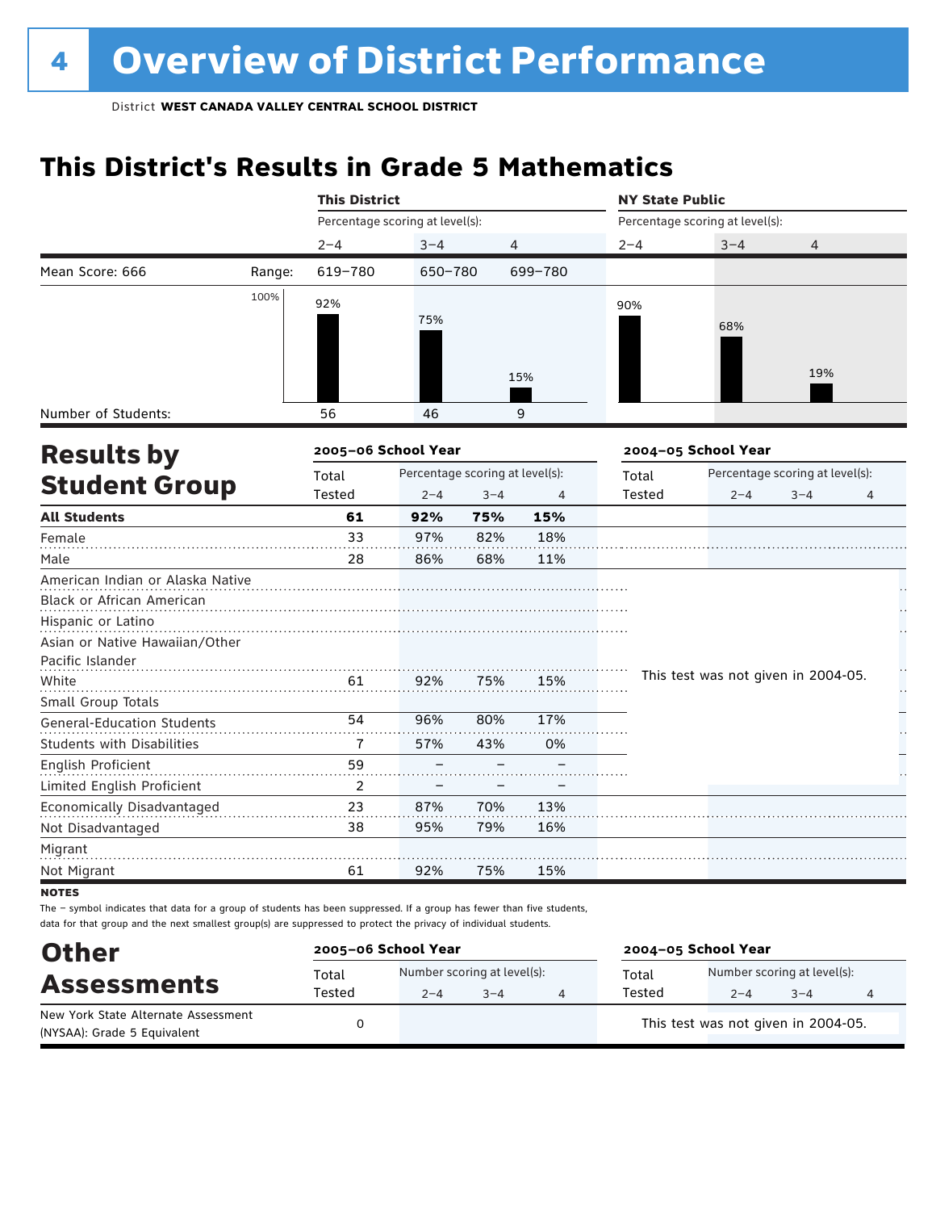# 4 Overview of District Performance

District **WEST CANADA VALLEY CENTRAL SCHOOL DISTRICT**

## This District's Results in Grade 5 Mathematics

| | | This District | | | NY State Public | | |
|---|---|---|---|---|---|---|---|
| | | Percentage scoring at level(s): | | | Percentage scoring at level(s): | | |
| | | 2–4 | 3–4 | 4 | 2–4 | 3–4 | 4 |
| Mean Score: 666 | Range: | 619–780 | 650–780 | 699–780 | | | |
| | | 92% | 75% | 15% | 90% | 68% | 19% |
| Number of Students: | | 56 | 46 | 9 | | | |

## Results by Student Group

| | 2005–06 School Year | | | | 2004–05 School Year | | | |
|---|---|---|---|---|---|---|---|---|
| | Total Tested | Percentage scoring at level(s): 2–4 | 3–4 | 4 | Total Tested | Percentage scoring at level(s): 2–4 | 3–4 | 4 |
| **All Students** | **61** | **92%** | **75%** | **15%** | This test was not given in 2004-05. | | | |
| Female | 33 | 97% | 82% | 18% | | | | |
| Male | 28 | 86% | 68% | 11% | | | | |
| American Indian or Alaska Native | | | | | | | | |
| Black or African American | | | | | | | | |
| Hispanic or Latino | | | | | | | | |
| Asian or Native Hawaiian/Other Pacific Islander | | | | | | | | |
| White | 61 | 92% | 75% | 15% | | | | |
| Small Group Totals | | | | | | | | |
| General-Education Students | 54 | 96% | 80% | 17% | | | | |
| Students with Disabilities | 7 | 57% | 43% | 0% | | | | |
| English Proficient | 59 | – | – | – | | | | |
| Limited English Proficient | 2 | – | – | – | | | | |
| Economically Disadvantaged | 23 | 87% | 70% | 13% | | | | |
| Not Disadvantaged | 38 | 95% | 79% | 16% | | | | |
| Migrant | | | | | | | | |
| Not Migrant | 61 | 92% | 75% | 15% | | | | |

**NOTES**

The – symbol indicates that data for a group of students has been suppressed. If a group has fewer than five students, data for that group and the next smallest group(s) are suppressed to protect the privacy of individual students.

## Other Assessments

| | 2005–06 School Year | | | | 2004–05 School Year | | | |
|---|---|---|---|---|---|---|---|---|
| | Total Tested | Number scoring at level(s): 2–4 | 3–4 | 4 | Total Tested | Number scoring at level(s): 2–4 | 3–4 | 4 |
| New York State Alternate Assessment (NYSAA): Grade 5 Equivalent | 0 | | | | This test was not given in 2004-05. | | | |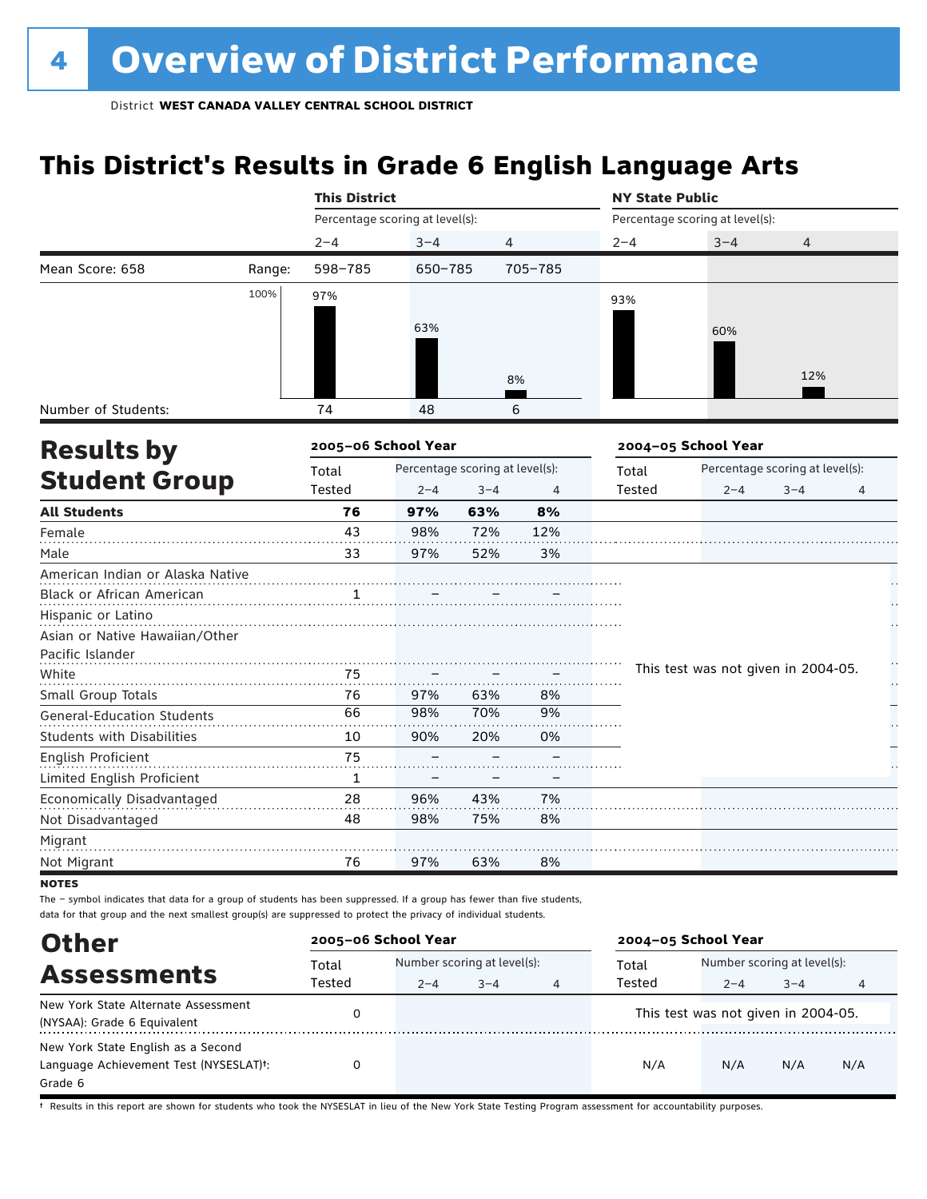# 4 Overview of District Performance

District **WEST CANADA VALLEY CENTRAL SCHOOL DISTRICT**

## This District's Results in Grade 6 English Language Arts

| | | This District | | | NY State Public | | |
|---|---|---|---|---|---|---|---|
| | | Percentage scoring at level(s): | | | Percentage scoring at level(s): | | |
| | | 2–4 | 3–4 | 4 | 2–4 | 3–4 | 4 |
| Mean Score: 658 | Range: | 598–785 | 650–785 | 705–785 | | | |
| | | 97% | 63% | 8% | 93% | 60% | 12% |
| Number of Students: | | 74 | 48 | 6 | | | |

## Results by Student Group

| | 2005–06 School Year | | | | 2004–05 School Year | | | |
|---|---|---|---|---|---|---|---|---|
| | Total Tested | Percentage scoring at level(s): 2–4 | 3–4 | 4 | Total Tested | Percentage scoring at level(s): 2–4 | 3–4 | 4 |
| **All Students** | **76** | **97%** | **63%** | **8%** | | | | |
| Female | 43 | 98% | 72% | 12% | | | | |
| Male | 33 | 97% | 52% | 3% | | | | |
| American Indian or Alaska Native | | | | | This test was not given in 2004-05. | | | |
| Black or African American | 1 | – | – | – | | | | |
| Hispanic or Latino | | | | | | | | |
| Asian or Native Hawaiian/Other Pacific Islander | | | | | | | | |
| White | 75 | – | – | – | | | | |
| Small Group Totals | 76 | 97% | 63% | 8% | | | | |
| General-Education Students | 66 | 98% | 70% | 9% | | | | |
| Students with Disabilities | 10 | 90% | 20% | 0% | | | | |
| English Proficient | 75 | – | – | – | | | | |
| Limited English Proficient | 1 | – | – | – | | | | |
| Economically Disadvantaged | 28 | 96% | 43% | 7% | | | | |
| Not Disadvantaged | 48 | 98% | 75% | 8% | | | | |
| Migrant | | | | | | | | |
| Not Migrant | 76 | 97% | 63% | 8% | | | | |

**NOTES**

The – symbol indicates that data for a group of students has been suppressed. If a group has fewer than five students, data for that group and the next smallest group(s) are suppressed to protect the privacy of individual students.

## Other Assessments

| | 2005–06 School Year | | | | 2004–05 School Year | | | |
|---|---|---|---|---|---|---|---|---|
| | Total Tested | Number scoring at level(s): 2–4 | 3–4 | 4 | Total Tested | Number scoring at level(s): 2–4 | 3–4 | 4 |
| New York State Alternate Assessment (NYSAA): Grade 6 Equivalent | 0 | | | | This test was not given in 2004-05. | | | |
| New York State English as a Second Language Achievement Test (NYSESLAT)†: Grade 6 | 0 | | | | N/A | N/A | N/A | N/A |

† Results in this report are shown for students who took the NYSESLAT in lieu of the New York State Testing Program assessment for accountability purposes.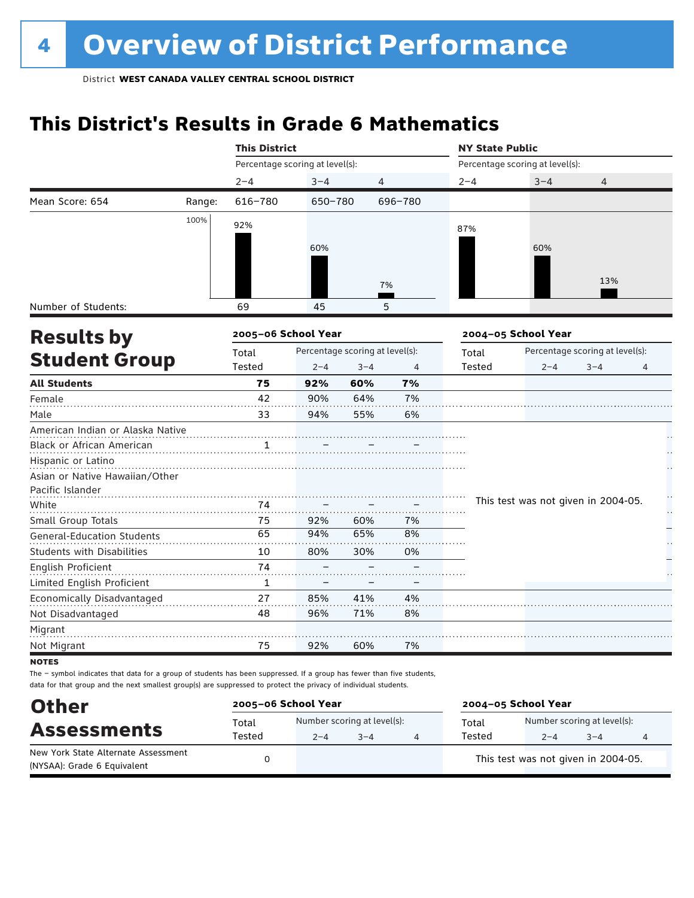# 4 Overview of District Performance

District **WEST CANADA VALLEY CENTRAL SCHOOL DISTRICT**

## This District's Results in Grade 6 Mathematics

| | | This District | | | NY State Public | | |
|---|---|---|---|---|---|---|---|
| | | Percentage scoring at level(s): | | | Percentage scoring at level(s): | | |
| | | 2–4 | 3–4 | 4 | 2–4 | 3–4 | 4 |
| Mean Score: 654 | Range: | 616–780 | 650–780 | 696–780 | | | |
| | | 92% | 60% | 7% | 87% | 60% | 13% |
| Number of Students: | | 69 | 45 | 5 | | | |

## Results by Student Group

| | 2005–06 School Year | | | | 2004–05 School Year | | | |
|---|---|---|---|---|---|---|---|---|
| | Total Tested | Percentage scoring at level(s): 2–4 | 3–4 | 4 | Total Tested | Percentage scoring at level(s): 2–4 | 3–4 | 4 |
| **All Students** | **75** | **92%** | **60%** | **7%** | | | | |
| Female | 42 | 90% | 64% | 7% | | | | |
| Male | 33 | 94% | 55% | 6% | | | | |
| American Indian or Alaska Native | | | | | This test was not given in 2004-05. | | | |
| Black or African American | 1 | – | – | – | | | | |
| Hispanic or Latino | | | | | | | | |
| Asian or Native Hawaiian/Other Pacific Islander | | | | | | | | |
| White | 74 | – | – | – | | | | |
| Small Group Totals | 75 | 92% | 60% | 7% | | | | |
| General-Education Students | 65 | 94% | 65% | 8% | | | | |
| Students with Disabilities | 10 | 80% | 30% | 0% | | | | |
| English Proficient | 74 | – | – | – | | | | |
| Limited English Proficient | 1 | – | – | – | | | | |
| Economically Disadvantaged | 27 | 85% | 41% | 4% | | | | |
| Not Disadvantaged | 48 | 96% | 71% | 8% | | | | |
| Migrant | | | | | | | | |
| Not Migrant | 75 | 92% | 60% | 7% | | | | |

**NOTES**

The – symbol indicates that data for a group of students has been suppressed. If a group has fewer than five students, data for that group and the next smallest group(s) are suppressed to protect the privacy of individual students.

## Other Assessments

| | 2005–06 School Year | | | | 2004–05 School Year | | | |
|---|---|---|---|---|---|---|---|---|
| | Total Tested | Number scoring at level(s): 2–4 | 3–4 | 4 | Total Tested | Number scoring at level(s): 2–4 | 3–4 | 4 |
| New York State Alternate Assessment (NYSAA): Grade 6 Equivalent | 0 | | | | This test was not given in 2004-05. | | | |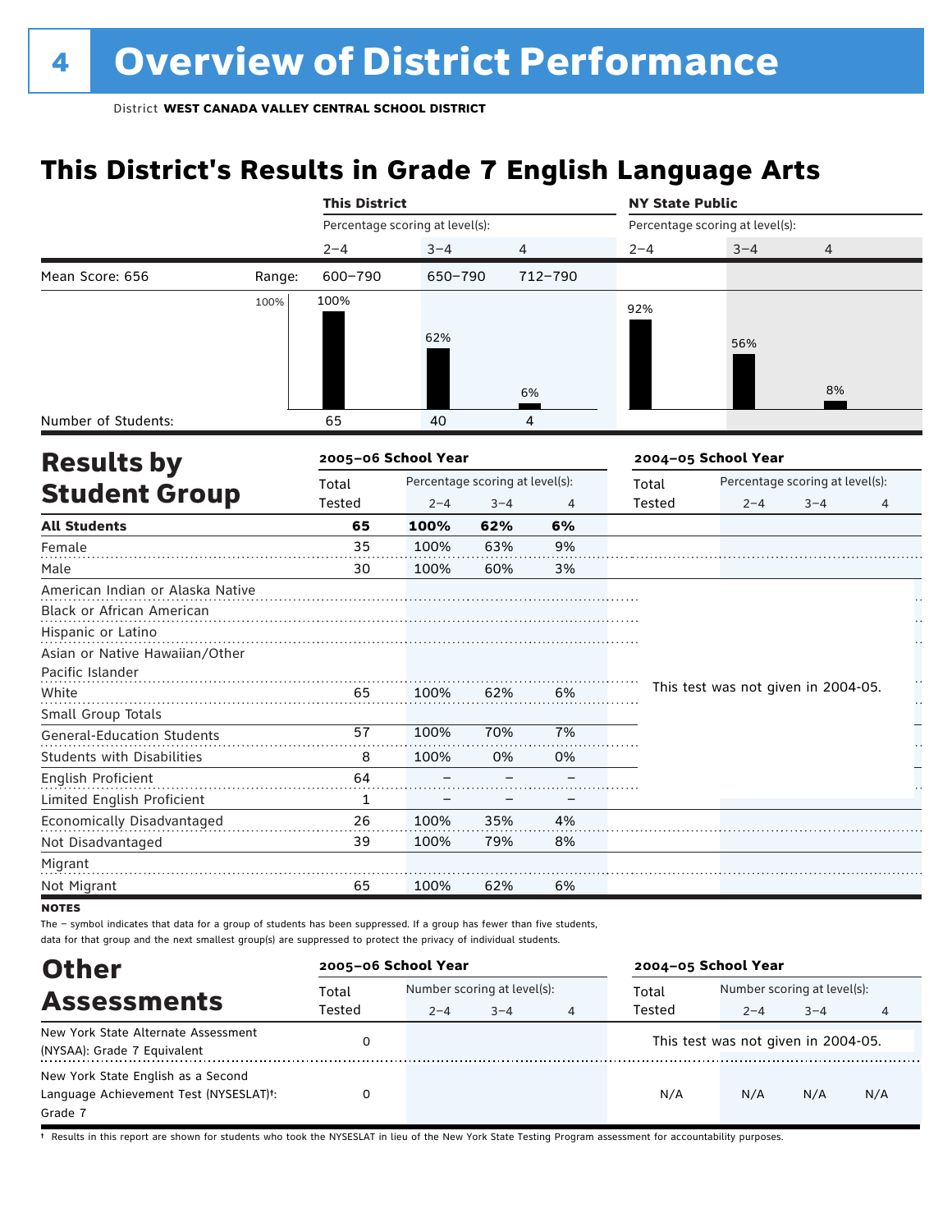# 4 Overview of District Performance

District **WEST CANADA VALLEY CENTRAL SCHOOL DISTRICT**

## This District's Results in Grade 7 English Language Arts

| | | This District | | | NY State Public | | |
|---|---|---|---|---|---|---|---|
| | | Percentage scoring at level(s): | | | Percentage scoring at level(s): | | |
| | | 2–4 | 3–4 | 4 | 2–4 | 3–4 | 4 |
| Mean Score: 656 | Range: | 600–790 | 650–790 | 712–790 | | | |
| | | 100% | 62% | 6% | 92% | 56% | 8% |
| Number of Students: | | 65 | 40 | 4 | | | |

## Results by Student Group

| | 2005–06 School Year | | | | 2004–05 School Year | | | |
|---|---|---|---|---|---|---|---|---|
| | Total Tested | Percentage scoring at level(s): 2–4 | 3–4 | 4 | Total Tested | Percentage scoring at level(s): 2–4 | 3–4 | 4 |
| **All Students** | **65** | **100%** | **62%** | **6%** | | | | |
| Female | 35 | 100% | 63% | 9% | | | | |
| Male | 30 | 100% | 60% | 3% | | | | |
| American Indian or Alaska Native | | | | | This test was not given in 2004-05. | | | |
| Black or African American | | | | | | | | |
| Hispanic or Latino | | | | | | | | |
| Asian or Native Hawaiian/Other Pacific Islander | | | | | | | | |
| White | 65 | 100% | 62% | 6% | | | | |
| Small Group Totals | | | | | | | | |
| General-Education Students | 57 | 100% | 70% | 7% | | | | |
| Students with Disabilities | 8 | 100% | 0% | 0% | | | | |
| English Proficient | 64 | – | – | – | | | | |
| Limited English Proficient | 1 | – | – | – | | | | |
| Economically Disadvantaged | 26 | 100% | 35% | 4% | | | | |
| Not Disadvantaged | 39 | 100% | 79% | 8% | | | | |
| Migrant | | | | | | | | |
| Not Migrant | 65 | 100% | 62% | 6% | | | | |

**NOTES**

The – symbol indicates that data for a group of students has been suppressed. If a group has fewer than five students, data for that group and the next smallest group(s) are suppressed to protect the privacy of individual students.

## Other Assessments

| | 2005–06 School Year | | | | 2004–05 School Year | | | |
|---|---|---|---|---|---|---|---|---|
| | Total Tested | Number scoring at level(s): 2–4 | 3–4 | 4 | Total Tested | Number scoring at level(s): 2–4 | 3–4 | 4 |
| New York State Alternate Assessment (NYSAA): Grade 7 Equivalent | 0 | | | | This test was not given in 2004-05. | | | |
| New York State English as a Second Language Achievement Test (NYSESLAT)†: Grade 7 | 0 | | | | N/A | N/A | N/A | N/A |

† Results in this report are shown for students who took the NYSESLAT in lieu of the New York State Testing Program assessment for accountability purposes.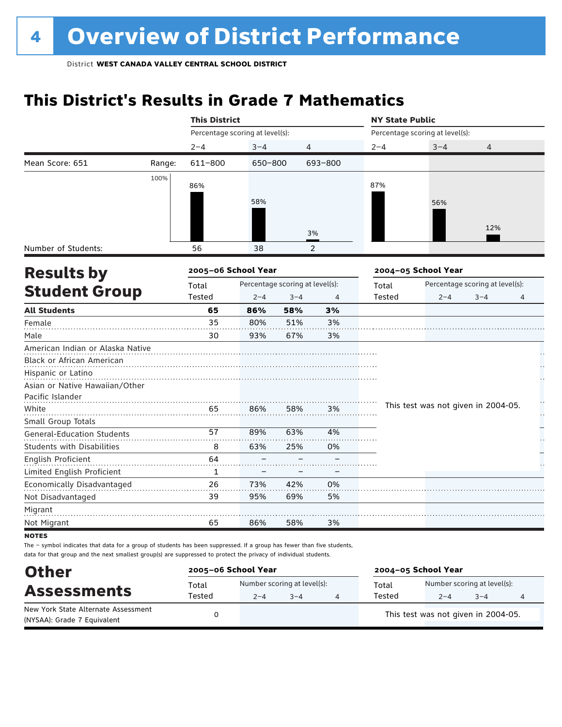# 4 Overview of District Performance

District **WEST CANADA VALLEY CENTRAL SCHOOL DISTRICT**

## This District's Results in Grade 7 Mathematics

| | | This District | | | NY State Public | | |
|---|---|---|---|---|---|---|---|
| | | Percentage scoring at level(s): | | | Percentage scoring at level(s): | | |
| | | 2–4 | 3–4 | 4 | 2–4 | 3–4 | 4 |
| Mean Score: 651 | Range: | 611–800 | 650–800 | 693–800 | | | |
| | | 86% | 58% | 3% | 87% | 56% | 12% |
| Number of Students: | | 56 | 38 | 2 | | | |

## Results by Student Group

| | 2005–06 School Year | | | | 2004–05 School Year | | | |
|---|---|---|---|---|---|---|---|---|
| | Total Tested | Percentage scoring at level(s): 2–4 | 3–4 | 4 | Total Tested | Percentage scoring at level(s): 2–4 | 3–4 | 4 |
| **All Students** | **65** | **86%** | **58%** | **3%** | | | | |
| Female | 35 | 80% | 51% | 3% | | | | |
| Male | 30 | 93% | 67% | 3% | | | | |
| American Indian or Alaska Native | | | | | This test was not given in 2004-05. | | | |
| Black or African American | | | | | | | | |
| Hispanic or Latino | | | | | | | | |
| Asian or Native Hawaiian/Other Pacific Islander | | | | | | | | |
| White | 65 | 86% | 58% | 3% | | | | |
| Small Group Totals | | | | | | | | |
| General-Education Students | 57 | 89% | 63% | 4% | | | | |
| Students with Disabilities | 8 | 63% | 25% | 0% | | | | |
| English Proficient | 64 | – | – | – | | | | |
| Limited English Proficient | 1 | – | – | – | | | | |
| Economically Disadvantaged | 26 | 73% | 42% | 0% | | | | |
| Not Disadvantaged | 39 | 95% | 69% | 5% | | | | |
| Migrant | | | | | | | | |
| Not Migrant | 65 | 86% | 58% | 3% | | | | |

**NOTES**

The – symbol indicates that data for a group of students has been suppressed. If a group has fewer than five students, data for that group and the next smallest group(s) are suppressed to protect the privacy of individual students.

## Other Assessments

| | 2005–06 School Year | | | | 2004–05 School Year | | | |
|---|---|---|---|---|---|---|---|---|
| | Total Tested | Number scoring at level(s): 2–4 | 3–4 | 4 | Total Tested | Number scoring at level(s): 2–4 | 3–4 | 4 |
| New York State Alternate Assessment (NYSAA): Grade 7 Equivalent | 0 | | | | This test was not given in 2004-05. | | | |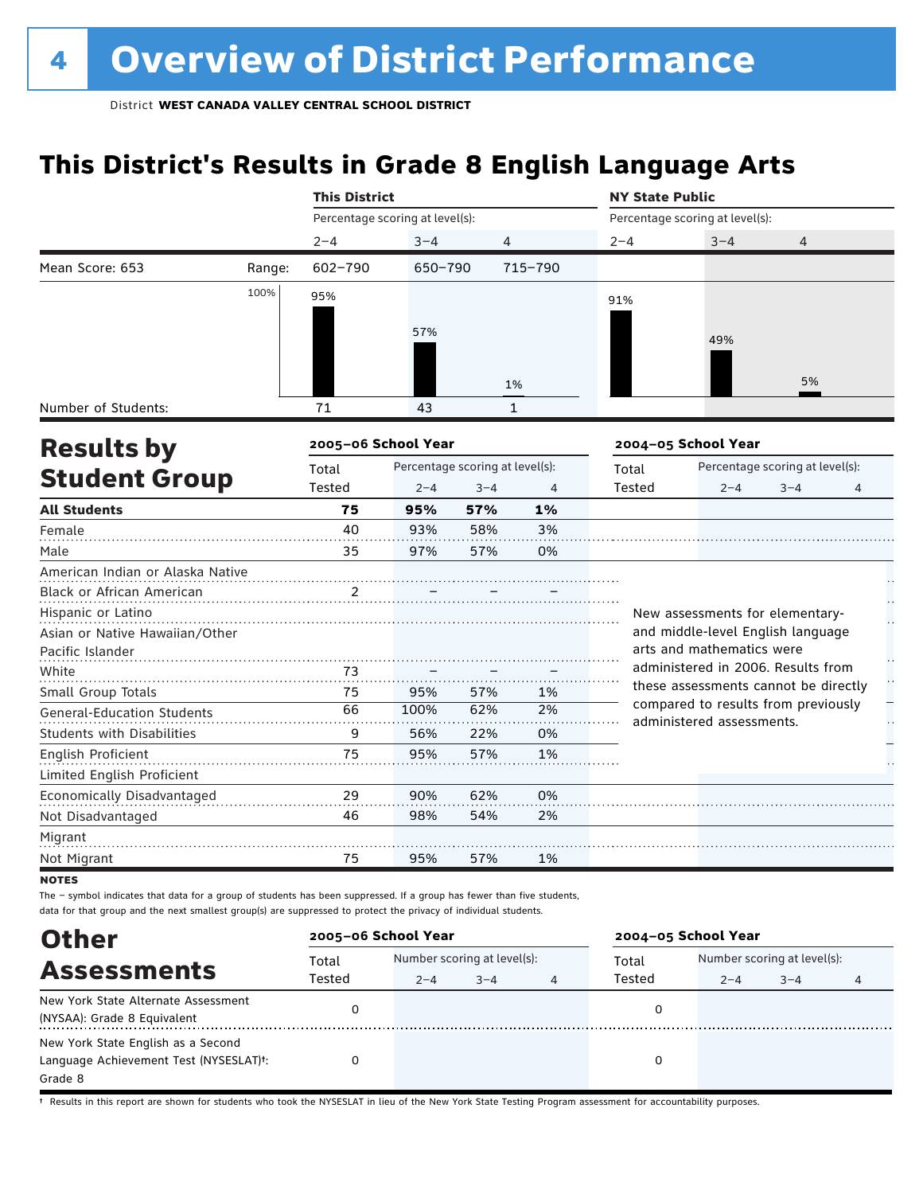# 4 Overview of District Performance

District **WEST CANADA VALLEY CENTRAL SCHOOL DISTRICT**

## This District's Results in Grade 8 English Language Arts

| | | This District | | | NY State Public | | |
|---|---|---|---|---|---|---|---|
| | | Percentage scoring at level(s): | | | Percentage scoring at level(s): | | |
| | | 2–4 | 3–4 | 4 | 2–4 | 3–4 | 4 |
| Mean Score: 653 | Range: | 602–790 | 650–790 | 715–790 | | | |
| | | 95% | 57% | 1% | 91% | 49% | 5% |
| Number of Students: | | 71 | 43 | 1 | | | |

## Results by Student Group

| | 2005–06 School Year | | | | 2004–05 School Year | | | |
|---|---|---|---|---|---|---|---|---|
| | Total Tested | Percentage scoring at level(s): 2–4 | 3–4 | 4 | Total Tested | Percentage scoring at level(s): 2–4 | 3–4 | 4 |
| **All Students** | **75** | **95%** | **57%** | **1%** | | | | |
| Female | 40 | 93% | 58% | 3% | | | | |
| Male | 35 | 97% | 57% | 0% | | | | |
| American Indian or Alaska Native | | | | | | | | |
| Black or African American | 2 | – | – | – | | | | |
| Hispanic or Latino | | | | | | | | |
| Asian or Native Hawaiian/Other Pacific Islander | | | | | | | | |
| White | 73 | – | – | – | | | | |
| Small Group Totals | 75 | 95% | 57% | 1% | | | | |
| General-Education Students | 66 | 100% | 62% | 2% | | | | |
| Students with Disabilities | 9 | 56% | 22% | 0% | | | | |
| English Proficient | 75 | 95% | 57% | 1% | | | | |
| Limited English Proficient | | | | | | | | |
| Economically Disadvantaged | 29 | 90% | 62% | 0% | | | | |
| Not Disadvantaged | 46 | 98% | 54% | 2% | | | | |
| Migrant | | | | | | | | |
| Not Migrant | 75 | 95% | 57% | 1% | | | | |

New assessments for elementary- and middle-level English language arts and mathematics were administered in 2006. Results from these assessments cannot be directly compared to results from previously administered assessments.

**NOTES**

The – symbol indicates that data for a group of students has been suppressed. If a group has fewer than five students, data for that group and the next smallest group(s) are suppressed to protect the privacy of individual students.

## Other Assessments

| | 2005–06 School Year | | | | 2004–05 School Year | | | |
|---|---|---|---|---|---|---|---|---|
| | Total Tested | Number scoring at level(s): 2–4 | 3–4 | 4 | Total Tested | Number scoring at level(s): 2–4 | 3–4 | 4 |
| New York State Alternate Assessment (NYSAA): Grade 8 Equivalent | 0 | | | | 0 | | | |
| New York State English as a Second Language Achievement Test (NYSESLAT)†: Grade 8 | 0 | | | | 0 | | | |

† Results in this report are shown for students who took the NYSESLAT in lieu of the New York State Testing Program assessment for accountability purposes.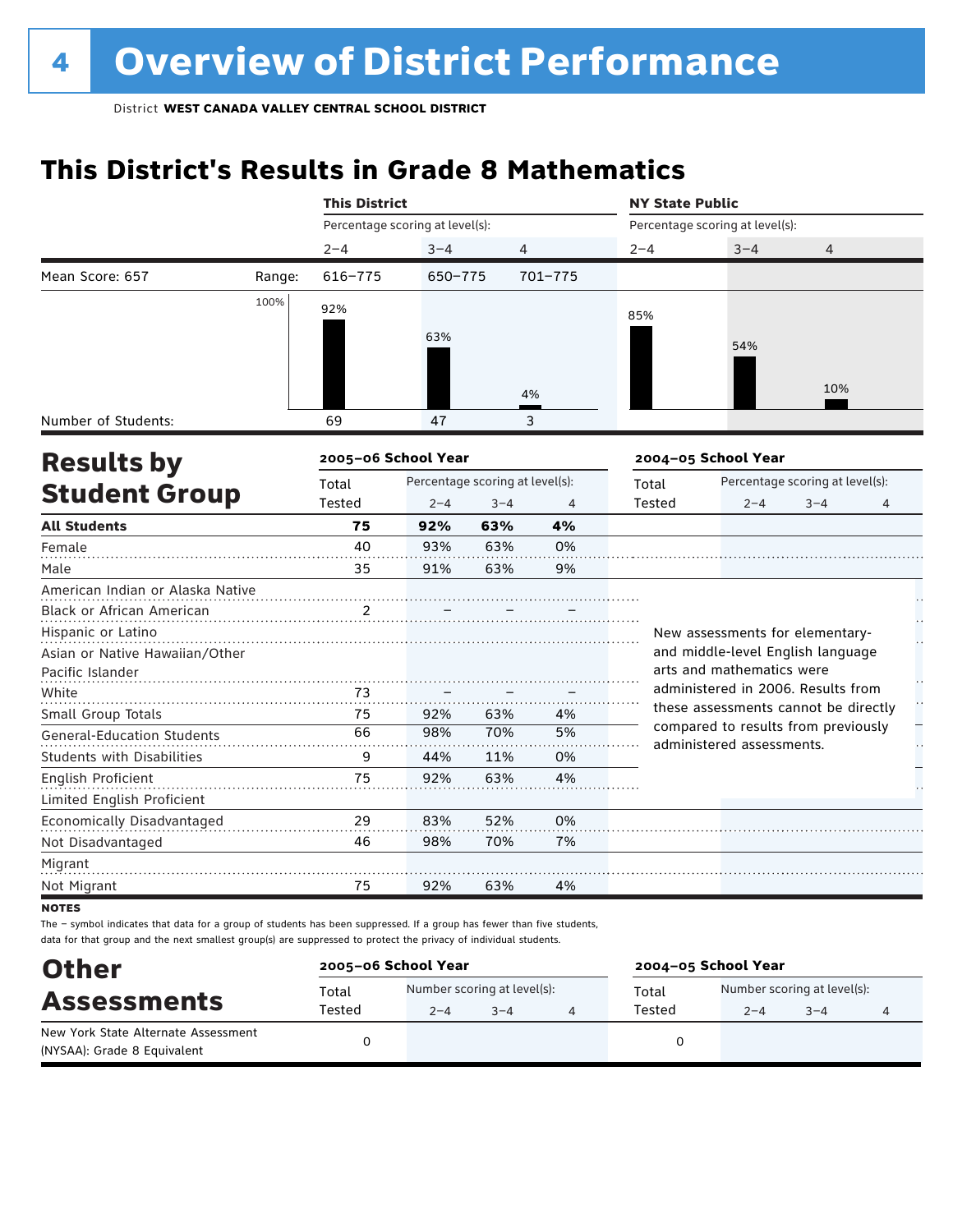# 4 Overview of District Performance

District **WEST CANADA VALLEY CENTRAL SCHOOL DISTRICT**

## This District's Results in Grade 8 Mathematics

| | | This District | | | NY State Public | | |
|---|---|---|---|---|---|---|---|
| | | Percentage scoring at level(s): | | | Percentage scoring at level(s): | | |
| | | 2–4 | 3–4 | 4 | 2–4 | 3–4 | 4 |
| Mean Score: 657 | Range: | 616–775 | 650–775 | 701–775 | | | |
| | | 92% | 63% | 4% | 85% | 54% | 10% |
| Number of Students: | | 69 | 47 | 3 | | | |

## Results by Student Group

| | 2005–06 School Year | | | | 2004–05 School Year | | | |
|---|---|---|---|---|---|---|---|---|
| | Total Tested | Percentage scoring at level(s): 2–4 | 3–4 | 4 | Total Tested | Percentage scoring at level(s): 2–4 | 3–4 | 4 |
| **All Students** | **75** | **92%** | **63%** | **4%** | | | | |
| Female | 40 | 93% | 63% | 0% | | | | |
| Male | 35 | 91% | 63% | 9% | | | | |
| American Indian or Alaska Native | | | | | | | | |
| Black or African American | 2 | – | – | – | | | | |
| Hispanic or Latino | | | | | | | | |
| Asian or Native Hawaiian/Other Pacific Islander | | | | | | | | |
| White | 73 | – | – | – | | | | |
| Small Group Totals | 75 | 92% | 63% | 4% | | | | |
| General-Education Students | 66 | 98% | 70% | 5% | | | | |
| Students with Disabilities | 9 | 44% | 11% | 0% | | | | |
| English Proficient | 75 | 92% | 63% | 4% | | | | |
| Limited English Proficient | | | | | | | | |
| Economically Disadvantaged | 29 | 83% | 52% | 0% | | | | |
| Not Disadvantaged | 46 | 98% | 70% | 7% | | | | |
| Migrant | | | | | | | | |
| Not Migrant | 75 | 92% | 63% | 4% | | | | |

New assessments for elementary- and middle-level English language arts and mathematics were administered in 2006. Results from these assessments cannot be directly compared to results from previously administered assessments.

**NOTES**

The – symbol indicates that data for a group of students has been suppressed. If a group has fewer than five students, data for that group and the next smallest group(s) are suppressed to protect the privacy of individual students.

## Other Assessments

| | 2005–06 School Year | | | | 2004–05 School Year | | | |
|---|---|---|---|---|---|---|---|---|
| | Total Tested | Number scoring at level(s): 2–4 | 3–4 | 4 | Total Tested | Number scoring at level(s): 2–4 | 3–4 | 4 |
| New York State Alternate Assessment (NYSAA): Grade 8 Equivalent | 0 | | | | 0 | | | |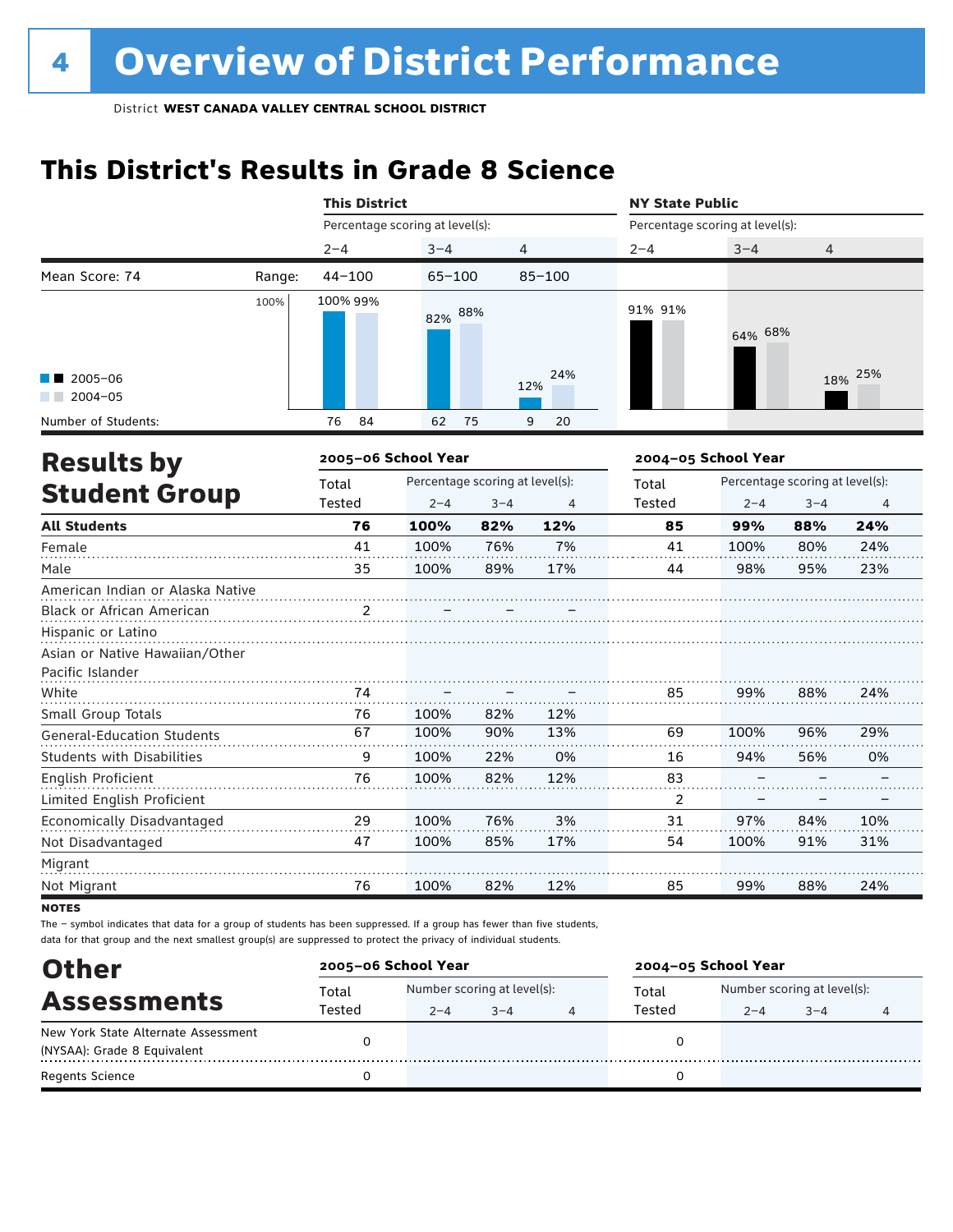# 4 Overview of District Performance

District **WEST CANADA VALLEY CENTRAL SCHOOL DISTRICT**

## This District's Results in Grade 8 Science

| | This District | | | NY State Public | | |
|---|---|---|---|---|---|---|
| | Percentage scoring at level(s): | | | Percentage scoring at level(s): | | |
| | 2–4 | 3–4 | 4 | 2–4 | 3–4 | 4 |
| Mean Score: 74 — Range: | 44–100 | 65–100 | 85–100 | | | |
| 2005–06 | 100% | 82% | 12% | 91% | 64% | 18% |
| 2004–05 | 99% | 88% | 24% | 91% | 68% | 25% |
| Number of Students (2005–06) | 76 | 62 | 9 | | | |
| Number of Students (2004–05) | 84 | 75 | 20 | | | |

## Results by Student Group

| | 2005–06 School Year | | | | 2004–05 School Year | | | |
|---|---|---|---|---|---|---|---|---|
| | Total Tested | Percentage scoring at level(s): 2–4 | 3–4 | 4 | Total Tested | Percentage scoring at level(s): 2–4 | 3–4 | 4 |
| **All Students** | **76** | **100%** | **82%** | **12%** | **85** | **99%** | **88%** | **24%** |
| Female | 41 | 100% | 76% | 7% | 41 | 100% | 80% | 24% |
| Male | 35 | 100% | 89% | 17% | 44 | 98% | 95% | 23% |
| American Indian or Alaska Native | | | | | | | | |
| Black or African American | 2 | – | – | – | | | | |
| Hispanic or Latino | | | | | | | | |
| Asian or Native Hawaiian/Other Pacific Islander | | | | | | | | |
| White | 74 | – | – | – | 85 | 99% | 88% | 24% |
| Small Group Totals | 76 | 100% | 82% | 12% | | | | |
| General-Education Students | 67 | 100% | 90% | 13% | 69 | 100% | 96% | 29% |
| Students with Disabilities | 9 | 100% | 22% | 0% | 16 | 94% | 56% | 0% |
| English Proficient | 76 | 100% | 82% | 12% | 83 | – | – | – |
| Limited English Proficient | | | | | 2 | – | – | – |
| Economically Disadvantaged | 29 | 100% | 76% | 3% | 31 | 97% | 84% | 10% |
| Not Disadvantaged | 47 | 100% | 85% | 17% | 54 | 100% | 91% | 31% |
| Migrant | | | | | | | | |
| Not Migrant | 76 | 100% | 82% | 12% | 85 | 99% | 88% | 24% |

**NOTES**

The – symbol indicates that data for a group of students has been suppressed. If a group has fewer than five students, data for that group and the next smallest group(s) are suppressed to protect the privacy of individual students.

## Other Assessments

| | 2005–06 School Year | | | | 2004–05 School Year | | | |
|---|---|---|---|---|---|---|---|---|
| | Total Tested | Number scoring at level(s): 2–4 | 3–4 | 4 | Total Tested | Number scoring at level(s): 2–4 | 3–4 | 4 |
| New York State Alternate Assessment (NYSAA): Grade 8 Equivalent | 0 | | | | 0 | | | |
| Regents Science | 0 | | | | 0 | | | |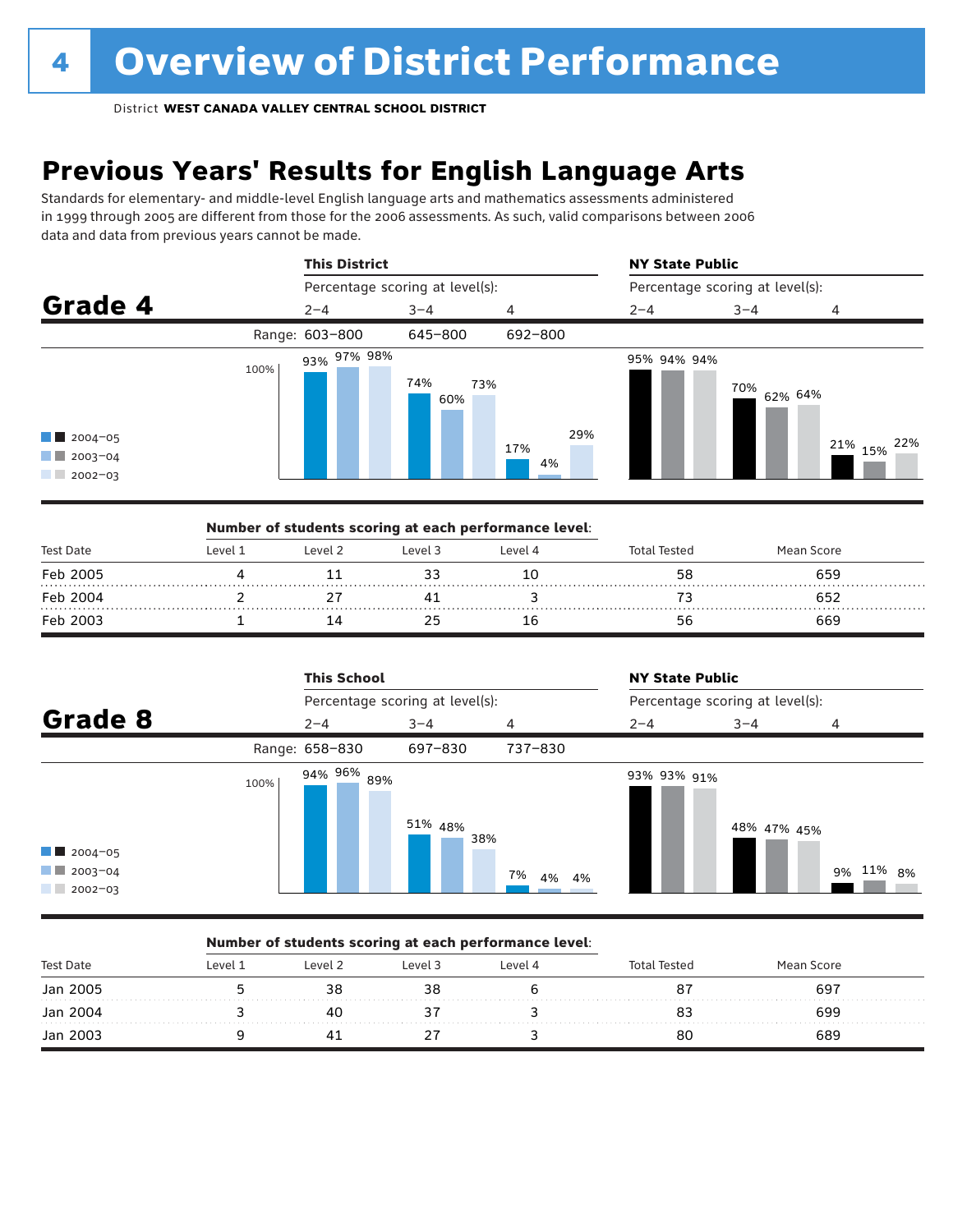# 4 Overview of District Performance

District **WEST CANADA VALLEY CENTRAL SCHOOL DISTRICT**

## Previous Years' Results for English Language Arts

Standards for elementary- and middle-level English language arts and mathematics assessments administered in 1999 through 2005 are different from those for the 2006 assessments. As such, valid comparisons between 2006 data and data from previous years cannot be made.

### Grade 4

| | This District | | | NY State Public | | |
|---|---|---|---|---|---|---|
| | Percentage scoring at level(s): | | | Percentage scoring at level(s): | | |
| | 2–4 | 3–4 | 4 | 2–4 | 3–4 | 4 |
| Range: | 603–800 | 645–800 | 692–800 | | | |
| 2004–05 | 93% | 74% | 17% | 95% | 70% | 21% |
| 2003–04 | 97% | 60% | 4% | 94% | 62% | 15% |
| 2002–03 | 98% | 73% | 29% | 94% | 64% | 22% |

**Number of students scoring at each performance level:**

| Test Date | Level 1 | Level 2 | Level 3 | Level 4 | Total Tested | Mean Score |
|---|---|---|---|---|---|---|
| Feb 2005 | 4 | 11 | 33 | 10 | 58 | 659 |
| Feb 2004 | 2 | 27 | 41 | 3 | 73 | 652 |
| Feb 2003 | 1 | 14 | 25 | 16 | 56 | 669 |

### Grade 8

| | This School | | | NY State Public | | |
|---|---|---|---|---|---|---|
| | Percentage scoring at level(s): | | | Percentage scoring at level(s): | | |
| | 2–4 | 3–4 | 4 | 2–4 | 3–4 | 4 |
| Range: | 658–830 | 697–830 | 737–830 | | | |
| 2004–05 | 94% | 51% | 7% | 93% | 48% | 9% |
| 2003–04 | 96% | 48% | 4% | 93% | 47% | 11% |
| 2002–03 | 89% | 38% | 4% | 91% | 45% | 8% |

**Number of students scoring at each performance level:**

| Test Date | Level 1 | Level 2 | Level 3 | Level 4 | Total Tested | Mean Score |
|---|---|---|---|---|---|---|
| Jan 2005 | 5 | 38 | 38 | 6 | 87 | 697 |
| Jan 2004 | 3 | 40 | 37 | 3 | 83 | 699 |
| Jan 2003 | 9 | 41 | 27 | 3 | 80 | 689 |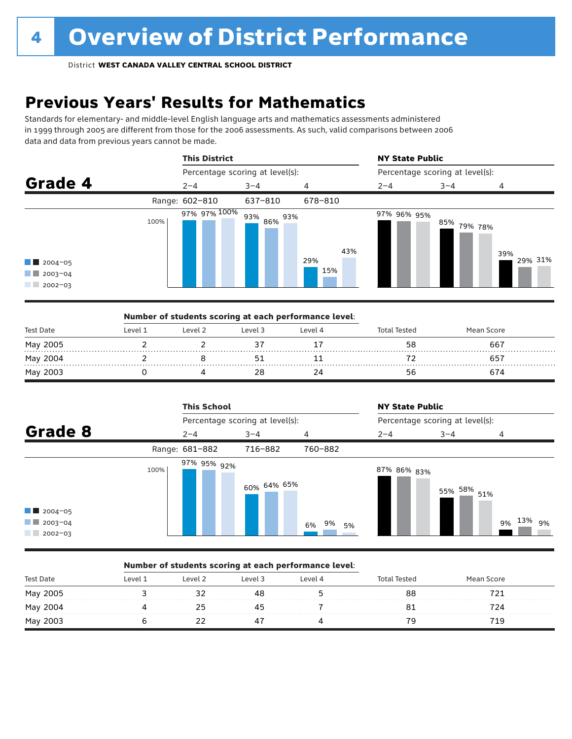# 4 Overview of District Performance

District **WEST CANADA VALLEY CENTRAL SCHOOL DISTRICT**

## Previous Years' Results for Mathematics

Standards for elementary- and middle-level English language arts and mathematics assessments administered in 1999 through 2005 are different from those for the 2006 assessments. As such, valid comparisons between 2006 data and data from previous years cannot be made.

### Grade 4

| | This District: Percentage scoring at level(s): | | | NY State Public: Percentage scoring at level(s): | | |
|---|---|---|---|---|---|---|
| | 2–4 | 3–4 | 4 | 2–4 | 3–4 | 4 |
| Range | 602–810 | 637–810 | 678–810 | | | |
| 2004–05 | 97% | 93% | 29% | 97% | 85% | 39% |
| 2003–04 | 97% | 86% | 15% | 96% | 79% | 29% |
| 2002–03 | 100% | 93% | 43% | 95% | 78% | 31% |

**Number of students scoring at each performance level:**

| Test Date | Level 1 | Level 2 | Level 3 | Level 4 | Total Tested | Mean Score |
|---|---|---|---|---|---|---|
| May 2005 | 2 | 2 | 37 | 17 | 58 | 667 |
| May 2004 | 2 | 8 | 51 | 11 | 72 | 657 |
| May 2003 | 0 | 4 | 28 | 24 | 56 | 674 |

### Grade 8

| | This School: Percentage scoring at level(s): | | | NY State Public: Percentage scoring at level(s): | | |
|---|---|---|---|---|---|---|
| | 2–4 | 3–4 | 4 | 2–4 | 3–4 | 4 |
| Range | 681–882 | 716–882 | 760–882 | | | |
| 2004–05 | 97% | 60% | 6% | 87% | 55% | 9% |
| 2003–04 | 95% | 64% | 9% | 86% | 58% | 13% |
| 2002–03 | 92% | 65% | 5% | 83% | 51% | 9% |

**Number of students scoring at each performance level:**

| Test Date | Level 1 | Level 2 | Level 3 | Level 4 | Total Tested | Mean Score |
|---|---|---|---|---|---|---|
| May 2005 | 3 | 32 | 48 | 5 | 88 | 721 |
| May 2004 | 4 | 25 | 45 | 7 | 81 | 724 |
| May 2003 | 6 | 22 | 47 | 4 | 79 | 719 |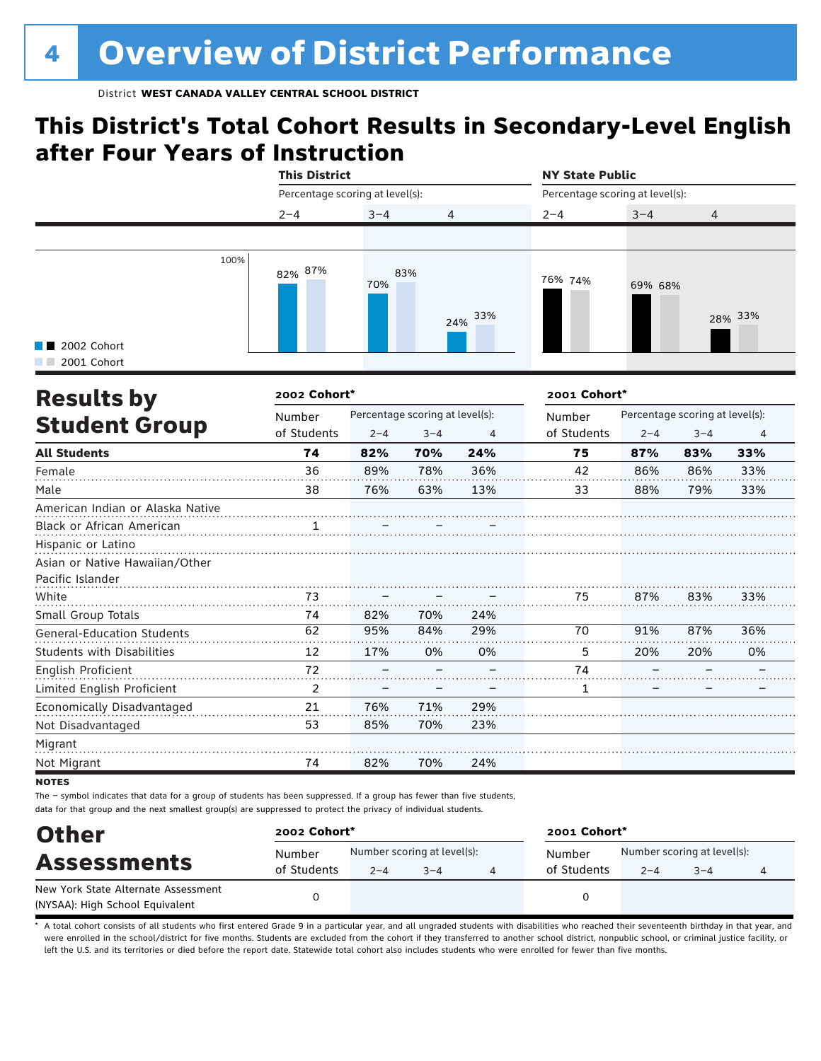# Overview of District Performance

District **WEST CANADA VALLEY CENTRAL SCHOOL DISTRICT**

## This District's Total Cohort Results in Secondary-Level English after Four Years of Instruction

| | This District | | | NY State Public | | |
|---|---|---|---|---|---|---|
| | Percentage scoring at level(s): | | | Percentage scoring at level(s): | | |
| | 2–4 | 3–4 | 4 | 2–4 | 3–4 | 4 |
| 2002 Cohort | 82% | 70% | 24% | 76% | 69% | 28% |
| 2001 Cohort | 87% | 83% | 33% | 74% | 68% | 33% |

## Results by Student Group

| | 2002 Cohort* | | | | 2001 Cohort* | | | |
|---|---|---|---|---|---|---|---|---|
| | Number of Students | Percentage scoring at level(s): 2–4 | 3–4 | 4 | Number of Students | Percentage scoring at level(s): 2–4 | 3–4 | 4 |
| **All Students** | **74** | **82%** | **70%** | **24%** | **75** | **87%** | **83%** | **33%** |
| Female | 36 | 89% | 78% | 36% | 42 | 86% | 86% | 33% |
| Male | 38 | 76% | 63% | 13% | 33 | 88% | 79% | 33% |
| American Indian or Alaska Native | | | | | | | | |
| Black or African American | 1 | – | – | – | | | | |
| Hispanic or Latino | | | | | | | | |
| Asian or Native Hawaiian/Other Pacific Islander | | | | | | | | |
| White | 73 | – | – | – | 75 | 87% | 83% | 33% |
| Small Group Totals | 74 | 82% | 70% | 24% | | | | |
| General-Education Students | 62 | 95% | 84% | 29% | 70 | 91% | 87% | 36% |
| Students with Disabilities | 12 | 17% | 0% | 0% | 5 | 20% | 20% | 0% |
| English Proficient | 72 | – | – | – | 74 | – | – | – |
| Limited English Proficient | 2 | – | – | – | 1 | – | – | – |
| Economically Disadvantaged | 21 | 76% | 71% | 29% | | | | |
| Not Disadvantaged | 53 | 85% | 70% | 23% | | | | |
| Migrant | | | | | | | | |
| Not Migrant | 74 | 82% | 70% | 24% | | | | |

**NOTES**

The – symbol indicates that data for a group of students has been suppressed. If a group has fewer than five students, data for that group and the next smallest group(s) are suppressed to protect the privacy of individual students.

## Other Assessments

| | 2002 Cohort* | | | | 2001 Cohort* | | | |
|---|---|---|---|---|---|---|---|---|
| | Number of Students | Number scoring at level(s): 2–4 | 3–4 | 4 | Number of Students | Number scoring at level(s): 2–4 | 3–4 | 4 |
| New York State Alternate Assessment (NYSAA): High School Equivalent | 0 | | | | 0 | | | |

* A total cohort consists of all students who first entered Grade 9 in a particular year, and all ungraded students with disabilities who reached their seventeenth birthday in that year, and were enrolled in the school/district for five months. Students are excluded from the cohort if they transferred to another school district, nonpublic school, or criminal justice facility, or left the U.S. and its territories or died before the report date. Statewide total cohort also includes students who were enrolled for fewer than five months.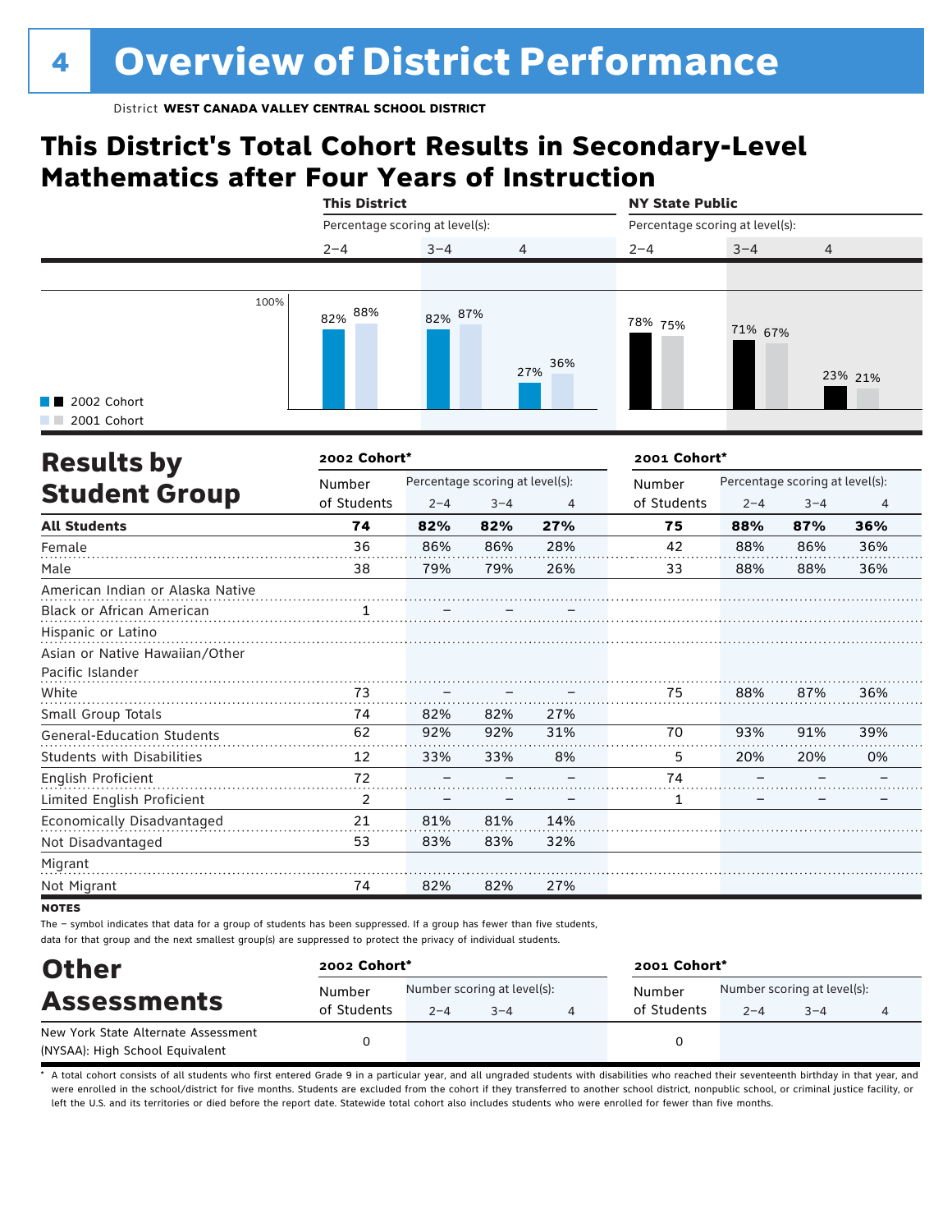# Overview of District Performance

District **WEST CANADA VALLEY CENTRAL SCHOOL DISTRICT**

## This District's Total Cohort Results in Secondary-Level Mathematics after Four Years of Instruction

| | This District | | | NY State Public | | |
|---|---|---|---|---|---|---|
| Percentage scoring at level(s): | 2–4 | 3–4 | 4 | 2–4 | 3–4 | 4 |
| 2002 Cohort | 82% | 82% | 27% | 78% | 71% | 23% |
| 2001 Cohort | 88% | 87% | 36% | 75% | 67% | 21% |

## Results by Student Group

| | 2002 Cohort* | | | | 2001 Cohort* | | | |
|---|---|---|---|---|---|---|---|---|
| | Number of Students | Percentage scoring at level(s): 2–4 | 3–4 | 4 | Number of Students | Percentage scoring at level(s): 2–4 | 3–4 | 4 |
| **All Students** | **74** | **82%** | **82%** | **27%** | **75** | **88%** | **87%** | **36%** |
| Female | 36 | 86% | 86% | 28% | 42 | 88% | 86% | 36% |
| Male | 38 | 79% | 79% | 26% | 33 | 88% | 88% | 36% |
| American Indian or Alaska Native | | | | | | | | |
| Black or African American | 1 | – | – | – | | | | |
| Hispanic or Latino | | | | | | | | |
| Asian or Native Hawaiian/Other Pacific Islander | | | | | | | | |
| White | 73 | – | – | – | 75 | 88% | 87% | 36% |
| Small Group Totals | 74 | 82% | 82% | 27% | | | | |
| General-Education Students | 62 | 92% | 92% | 31% | 70 | 93% | 91% | 39% |
| Students with Disabilities | 12 | 33% | 33% | 8% | 5 | 20% | 20% | 0% |
| English Proficient | 72 | – | – | – | 74 | – | – | – |
| Limited English Proficient | 2 | – | – | – | 1 | – | – | – |
| Economically Disadvantaged | 21 | 81% | 81% | 14% | | | | |
| Not Disadvantaged | 53 | 83% | 83% | 32% | | | | |
| Migrant | | | | | | | | |
| Not Migrant | 74 | 82% | 82% | 27% | | | | |

**NOTES**

The – symbol indicates that data for a group of students has been suppressed. If a group has fewer than five students, data for that group and the next smallest group(s) are suppressed to protect the privacy of individual students.

## Other Assessments

| | 2002 Cohort* | | | | 2001 Cohort* | | | |
|---|---|---|---|---|---|---|---|---|
| | Number of Students | Number scoring at level(s): 2–4 | 3–4 | 4 | Number of Students | Number scoring at level(s): 2–4 | 3–4 | 4 |
| New York State Alternate Assessment (NYSAA): High School Equivalent | 0 | | | | 0 | | | |

* A total cohort consists of all students who first entered Grade 9 in a particular year, and all ungraded students with disabilities who reached their seventeenth birthday in that year, and were enrolled in the school/district for five months. Students are excluded from the cohort if they transferred to another school district, nonpublic school, or criminal justice facility, or left the U.S. and its territories or died before the report date. Statewide total cohort also includes students who were enrolled for fewer than five months.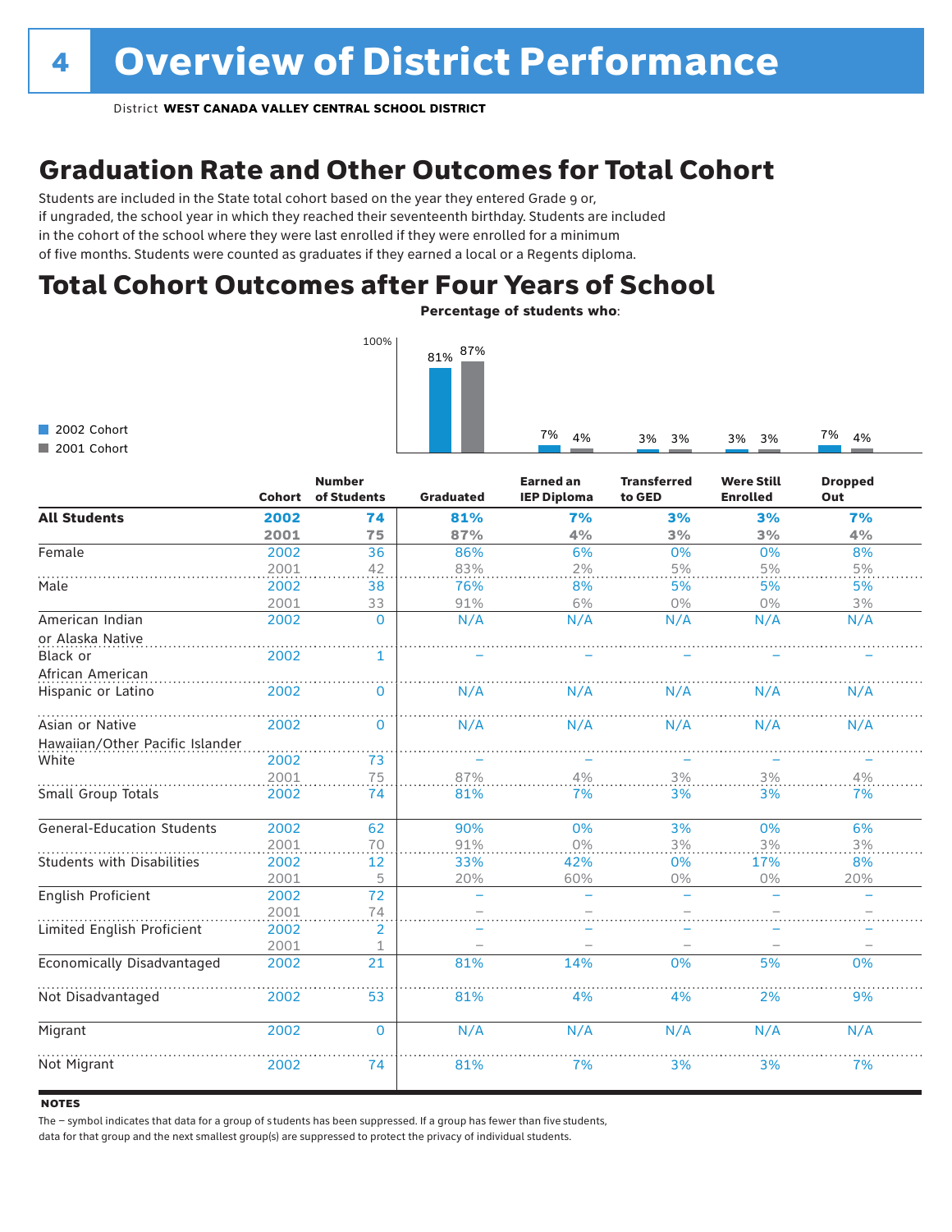# 4 Overview of District Performance

District **WEST CANADA VALLEY CENTRAL SCHOOL DISTRICT**

## Graduation Rate and Other Outcomes for Total Cohort

Students are included in the State total cohort based on the year they entered Grade 9 or, if ungraded, the school year in which they reached their seventeenth birthday. Students are included in the cohort of the school where they were last enrolled if they were enrolled for a minimum of five months. Students were counted as graduates if they earned a local or a Regents diploma.

## Total Cohort Outcomes after Four Years of School

**Percentage of students who:**

| | Graduated | Earned an IEP Diploma | Transferred to GED | Were Still Enrolled | Dropped Out |
|---|---|---|---|---|---|
| 2002 Cohort | 81% | 7% | 3% | 3% | 7% |
| 2001 Cohort | 87% | 4% | 3% | 3% | 4% |

| | Cohort | Number of Students | Graduated | Earned an IEP Diploma | Transferred to GED | Were Still Enrolled | Dropped Out |
|---|---|---|---|---|---|---|---|
| **All Students** | **2002** | **74** | **81%** | **7%** | **3%** | **3%** | **7%** |
| | **2001** | **75** | **87%** | **4%** | **3%** | **3%** | **4%** |
| Female | 2002 | 36 | 86% | 6% | 0% | 0% | 8% |
| | 2001 | 42 | 83% | 2% | 5% | 5% | 5% |
| Male | 2002 | 38 | 76% | 8% | 5% | 5% | 5% |
| | 2001 | 33 | 91% | 6% | 0% | 0% | 3% |
| American Indian or Alaska Native | 2002 | 0 | N/A | N/A | N/A | N/A | N/A |
| Black or African American | 2002 | 1 | – | – | – | – | – |
| Hispanic or Latino | 2002 | 0 | N/A | N/A | N/A | N/A | N/A |
| Asian or Native Hawaiian/Other Pacific Islander | 2002 | 0 | N/A | N/A | N/A | N/A | N/A |
| White | 2002 | 73 | – | – | – | – | – |
| | 2001 | 75 | 87% | 4% | 3% | 3% | 4% |
| Small Group Totals | 2002 | 74 | 81% | 7% | 3% | 3% | 7% |
| General-Education Students | 2002 | 62 | 90% | 0% | 3% | 0% | 6% |
| | 2001 | 70 | 91% | 0% | 3% | 3% | 3% |
| Students with Disabilities | 2002 | 12 | 33% | 42% | 0% | 17% | 8% |
| | 2001 | 5 | 20% | 60% | 0% | 0% | 20% |
| English Proficient | 2002 | 72 | – | – | – | – | – |
| | 2001 | 74 | – | – | – | – | – |
| Limited English Proficient | 2002 | 2 | – | – | – | – | – |
| | 2001 | 1 | – | – | – | – | – |
| Economically Disadvantaged | 2002 | 21 | 81% | 14% | 0% | 5% | 0% |
| Not Disadvantaged | 2002 | 53 | 81% | 4% | 4% | 2% | 9% |
| Migrant | 2002 | 0 | N/A | N/A | N/A | N/A | N/A |
| Not Migrant | 2002 | 74 | 81% | 7% | 3% | 3% | 7% |

**NOTES**

The – symbol indicates that data for a group of students has been suppressed. If a group has fewer than five students, data for that group and the next smallest group(s) are suppressed to protect the privacy of individual students.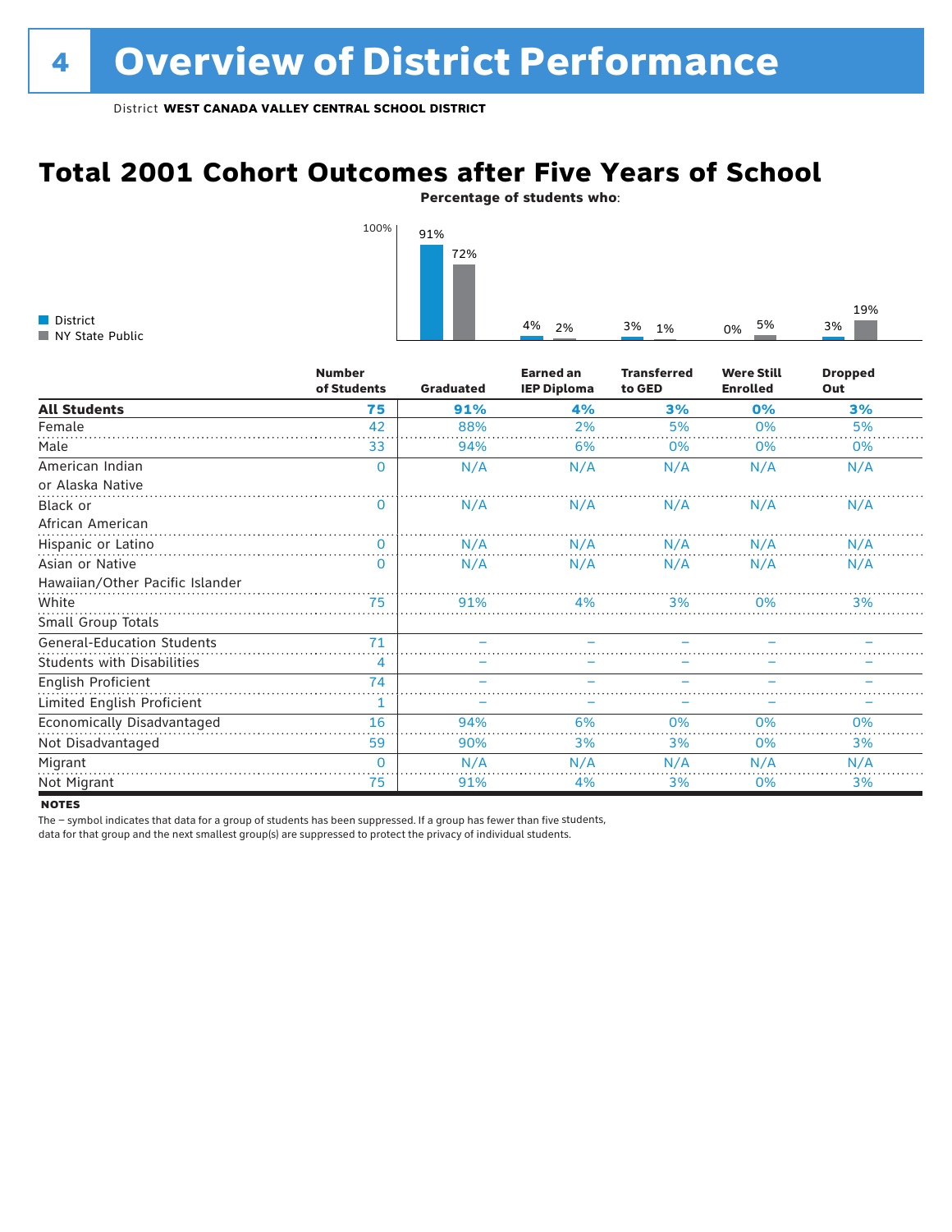# Overview of District Performance

District **WEST CANADA VALLEY CENTRAL SCHOOL DISTRICT**

## Total 2001 Cohort Outcomes after Five Years of School

**Percentage of students who:**

100%

91% 72%

4% 2%

3% 1%

0% 5%

3% 19%

District
NY State Public

| | Number of Students | Graduated | Earned an IEP Diploma | Transferred to GED | Were Still Enrolled | Dropped Out |
|---|---|---|---|---|---|---|
| **All Students** | **75** | **91%** | **4%** | **3%** | **0%** | **3%** |
| Female | 42 | 88% | 2% | 5% | 0% | 5% |
| Male | 33 | 94% | 6% | 0% | 0% | 0% |
| American Indian or Alaska Native | 0 | N/A | N/A | N/A | N/A | N/A |
| Black or African American | 0 | N/A | N/A | N/A | N/A | N/A |
| Hispanic or Latino | 0 | N/A | N/A | N/A | N/A | N/A |
| Asian or Native Hawaiian/Other Pacific Islander | 0 | N/A | N/A | N/A | N/A | N/A |
| White | 75 | 91% | 4% | 3% | 0% | 3% |
| Small Group Totals | | | | | | |
| General-Education Students | 71 | – | – | – | – | – |
| Students with Disabilities | 4 | – | – | – | – | – |
| English Proficient | 74 | – | – | – | – | – |
| Limited English Proficient | 1 | – | – | – | – | – |
| Economically Disadvantaged | 16 | 94% | 6% | 0% | 0% | 0% |
| Not Disadvantaged | 59 | 90% | 3% | 3% | 0% | 3% |
| Migrant | 0 | N/A | N/A | N/A | N/A | N/A |
| Not Migrant | 75 | 91% | 4% | 3% | 0% | 3% |

**NOTES**

The – symbol indicates that data for a group of students has been suppressed. If a group has fewer than five students, data for that group and the next smallest group(s) are suppressed to protect the privacy of individual students.